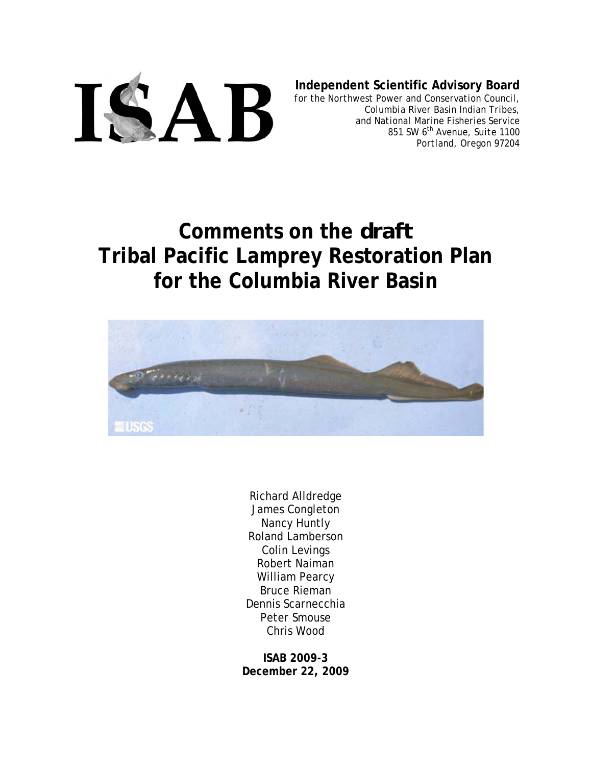ISAB

**Independent Scientific Advisory Board**
for the Northwest Power and Conservation Council,
Columbia River Basin Indian Tribes,
and National Marine Fisheries Service
851 SW 6th Avenue, Suite 1100
Portland, Oregon 97204

# Comments on the *draft* Tribal Pacific Lamprey Restoration Plan for the Columbia River Basin

Richard Alldredge
James Congleton
Nancy Huntly
Roland Lamberson
Colin Levings
Robert Naiman
William Pearcy
Bruce Rieman
Dennis Scarnecchia
Peter Smouse
Chris Wood

**ISAB 2009-3**
**December 22, 2009**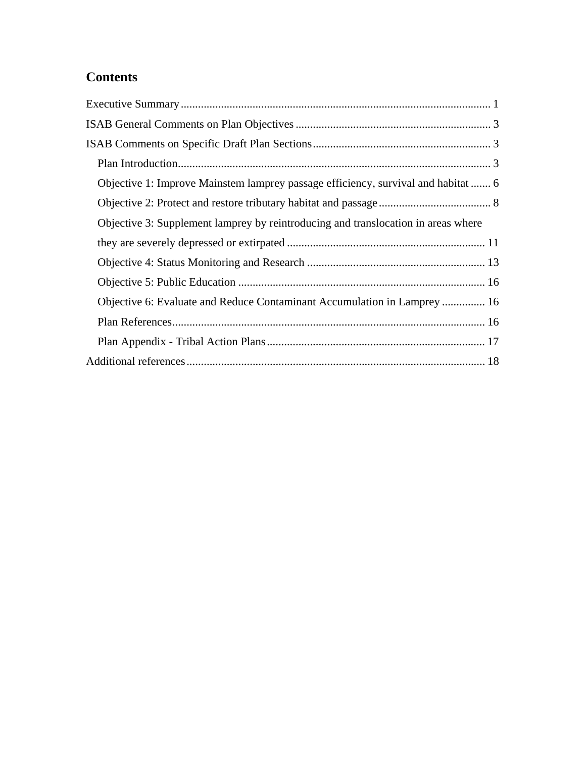## Contents

Executive Summary ........................................................................................................... 1

ISAB General Comments on Plan Objectives .................................................................... 3

ISAB Comments on Specific Draft Plan Sections .............................................................. 3

- Plan Introduction ............................................................................................................ 3
- Objective 1: Improve Mainstem lamprey passage efficiency, survival and habitat ....... 6
- Objective 2: Protect and restore tributary habitat and passage ....................................... 8
- Objective 3: Supplement lamprey by reintroducing and translocation in areas where they are severely depressed or extirpated ..................................................................... 11
- Objective 4: Status Monitoring and Research .............................................................. 13
- Objective 5: Public Education ...................................................................................... 16
- Objective 6: Evaluate and Reduce Contaminant Accumulation in Lamprey ............... 16
- Plan References ............................................................................................................. 16
- Plan Appendix - Tribal Action Plans ............................................................................ 17

Additional references ........................................................................................................ 18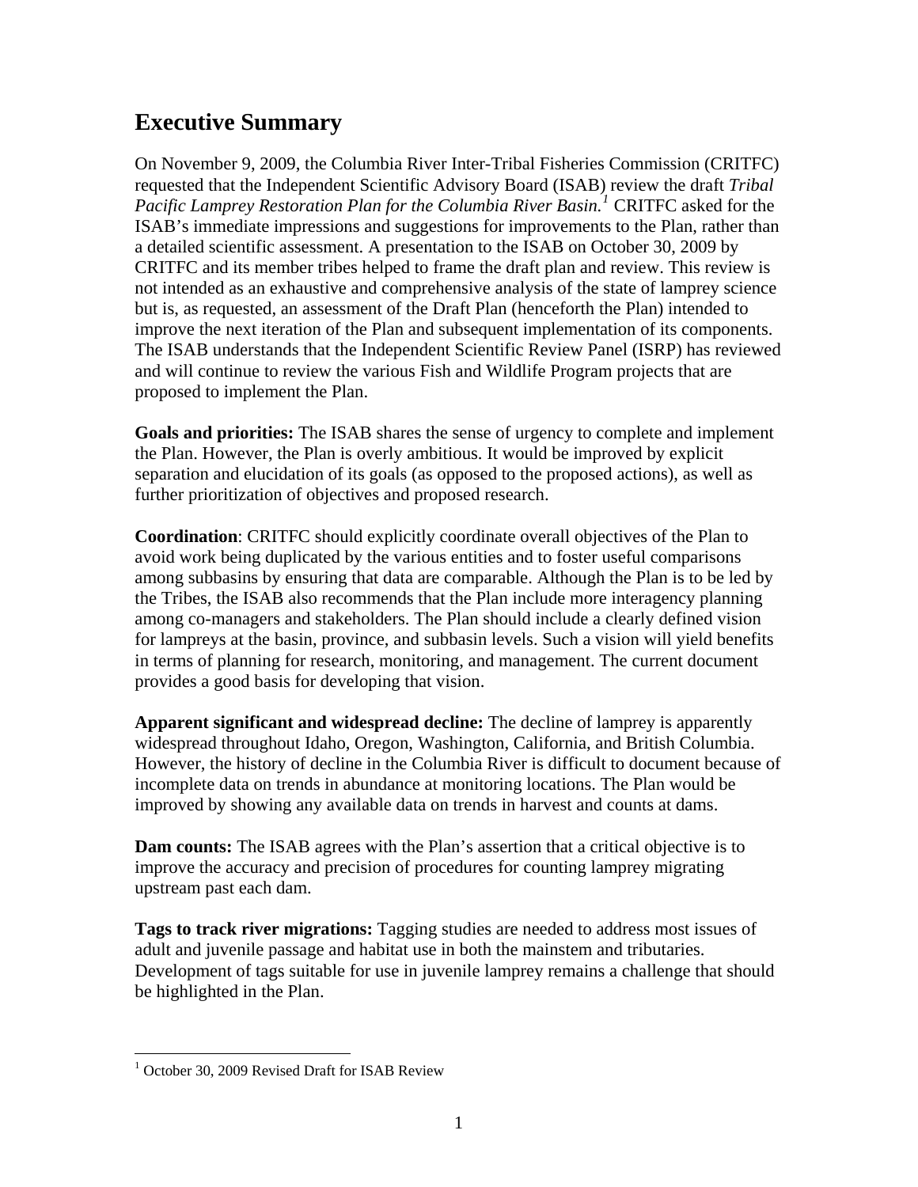# Executive Summary

On November 9, 2009, the Columbia River Inter-Tribal Fisheries Commission (CRITFC) requested that the Independent Scientific Advisory Board (ISAB) review the draft *Tribal Pacific Lamprey Restoration Plan for the Columbia River Basin.*[1] CRITFC asked for the ISAB's immediate impressions and suggestions for improvements to the Plan, rather than a detailed scientific assessment. A presentation to the ISAB on October 30, 2009 by CRITFC and its member tribes helped to frame the draft plan and review. This review is not intended as an exhaustive and comprehensive analysis of the state of lamprey science but is, as requested, an assessment of the Draft Plan (henceforth the Plan) intended to improve the next iteration of the Plan and subsequent implementation of its components. The ISAB understands that the Independent Scientific Review Panel (ISRP) has reviewed and will continue to review the various Fish and Wildlife Program projects that are proposed to implement the Plan.

**Goals and priorities:** The ISAB shares the sense of urgency to complete and implement the Plan. However, the Plan is overly ambitious. It would be improved by explicit separation and elucidation of its goals (as opposed to the proposed actions), as well as further prioritization of objectives and proposed research.

**Coordination**: CRITFC should explicitly coordinate overall objectives of the Plan to avoid work being duplicated by the various entities and to foster useful comparisons among subbasins by ensuring that data are comparable. Although the Plan is to be led by the Tribes, the ISAB also recommends that the Plan include more interagency planning among co-managers and stakeholders. The Plan should include a clearly defined vision for lampreys at the basin, province, and subbasin levels. Such a vision will yield benefits in terms of planning for research, monitoring, and management. The current document provides a good basis for developing that vision.

**Apparent significant and widespread decline:** The decline of lamprey is apparently widespread throughout Idaho, Oregon, Washington, California, and British Columbia. However, the history of decline in the Columbia River is difficult to document because of incomplete data on trends in abundance at monitoring locations. The Plan would be improved by showing any available data on trends in harvest and counts at dams.

**Dam counts:** The ISAB agrees with the Plan's assertion that a critical objective is to improve the accuracy and precision of procedures for counting lamprey migrating upstream past each dam.

**Tags to track river migrations:** Tagging studies are needed to address most issues of adult and juvenile passage and habitat use in both the mainstem and tributaries. Development of tags suitable for use in juvenile lamprey remains a challenge that should be highlighted in the Plan.

[1] October 30, 2009 Revised Draft for ISAB Review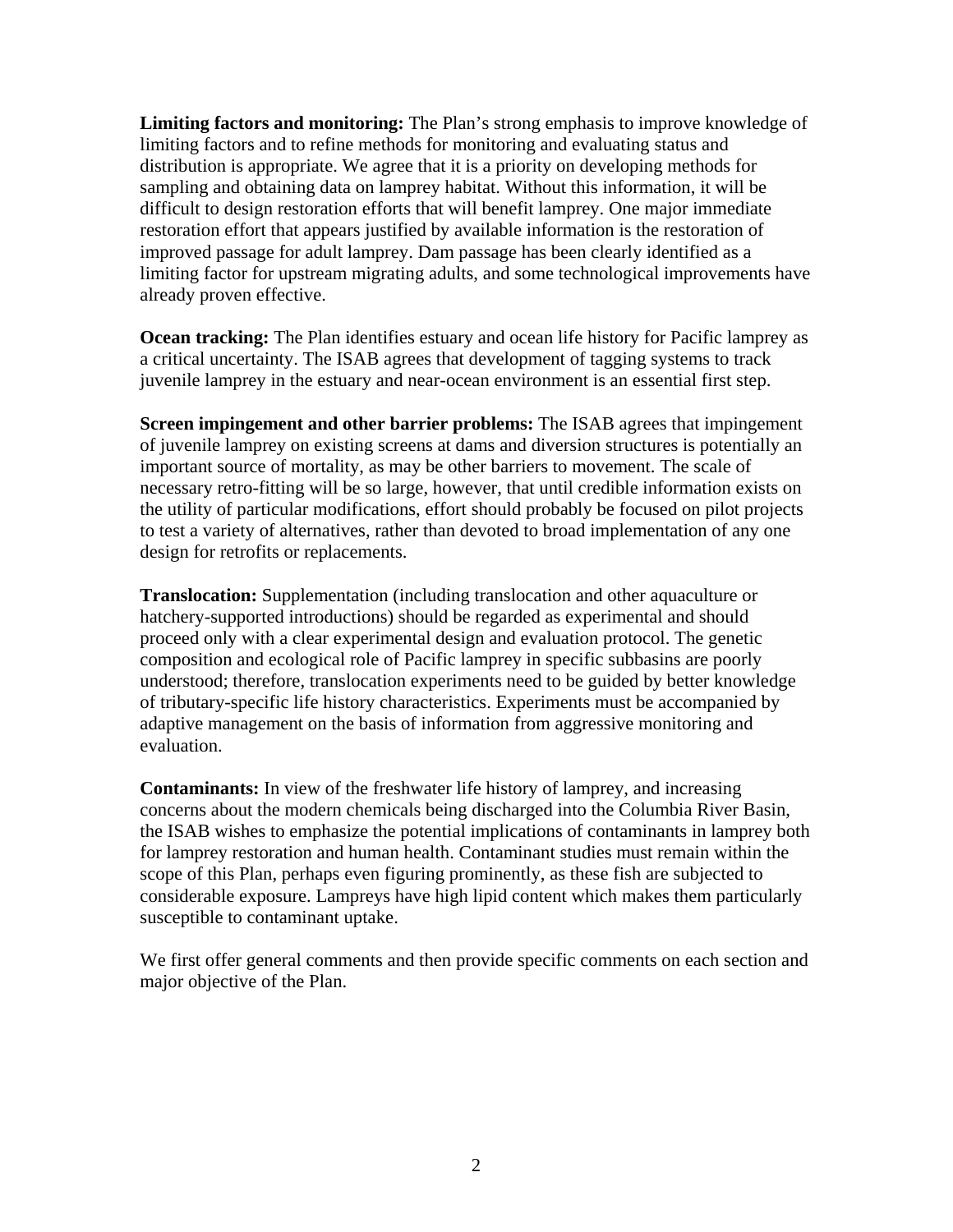**Limiting factors and monitoring:** The Plan's strong emphasis to improve knowledge of limiting factors and to refine methods for monitoring and evaluating status and distribution is appropriate. We agree that it is a priority on developing methods for sampling and obtaining data on lamprey habitat. Without this information, it will be difficult to design restoration efforts that will benefit lamprey. One major immediate restoration effort that appears justified by available information is the restoration of improved passage for adult lamprey. Dam passage has been clearly identified as a limiting factor for upstream migrating adults, and some technological improvements have already proven effective.

**Ocean tracking:** The Plan identifies estuary and ocean life history for Pacific lamprey as a critical uncertainty. The ISAB agrees that development of tagging systems to track juvenile lamprey in the estuary and near-ocean environment is an essential first step.

**Screen impingement and other barrier problems:** The ISAB agrees that impingement of juvenile lamprey on existing screens at dams and diversion structures is potentially an important source of mortality, as may be other barriers to movement. The scale of necessary retro-fitting will be so large, however, that until credible information exists on the utility of particular modifications, effort should probably be focused on pilot projects to test a variety of alternatives, rather than devoted to broad implementation of any one design for retrofits or replacements.

**Translocation:** Supplementation (including translocation and other aquaculture or hatchery-supported introductions) should be regarded as experimental and should proceed only with a clear experimental design and evaluation protocol. The genetic composition and ecological role of Pacific lamprey in specific subbasins are poorly understood; therefore, translocation experiments need to be guided by better knowledge of tributary-specific life history characteristics. Experiments must be accompanied by adaptive management on the basis of information from aggressive monitoring and evaluation.

**Contaminants:** In view of the freshwater life history of lamprey, and increasing concerns about the modern chemicals being discharged into the Columbia River Basin, the ISAB wishes to emphasize the potential implications of contaminants in lamprey both for lamprey restoration and human health. Contaminant studies must remain within the scope of this Plan, perhaps even figuring prominently, as these fish are subjected to considerable exposure. Lampreys have high lipid content which makes them particularly susceptible to contaminant uptake.

We first offer general comments and then provide specific comments on each section and major objective of the Plan.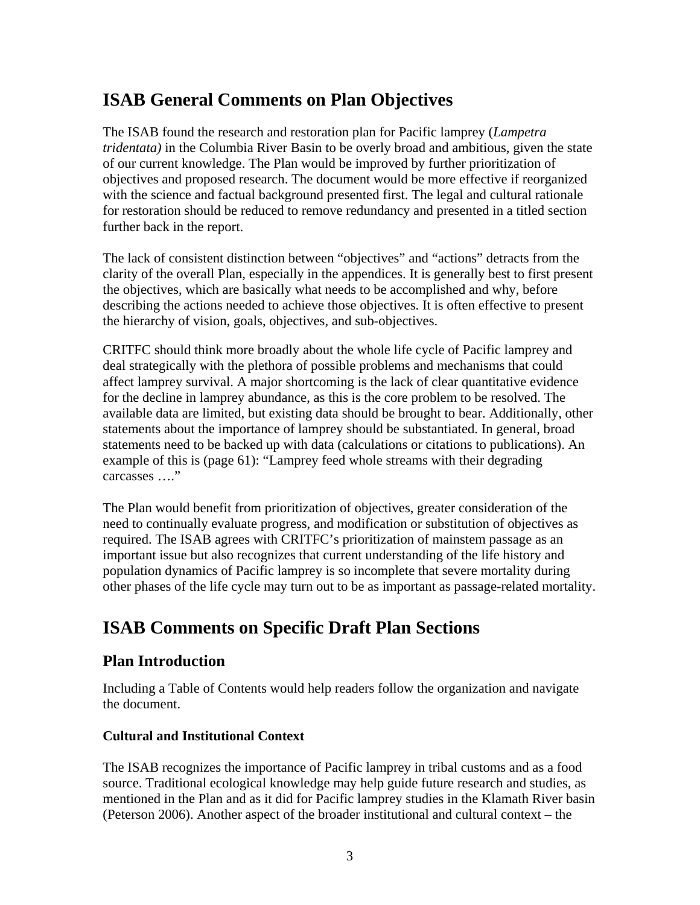# ISAB General Comments on Plan Objectives

The ISAB found the research and restoration plan for Pacific lamprey (*Lampetra tridentata)* in the Columbia River Basin to be overly broad and ambitious, given the state of our current knowledge. The Plan would be improved by further prioritization of objectives and proposed research. The document would be more effective if reorganized with the science and factual background presented first. The legal and cultural rationale for restoration should be reduced to remove redundancy and presented in a titled section further back in the report.

The lack of consistent distinction between "objectives" and "actions" detracts from the clarity of the overall Plan, especially in the appendices. It is generally best to first present the objectives, which are basically what needs to be accomplished and why, before describing the actions needed to achieve those objectives. It is often effective to present the hierarchy of vision, goals, objectives, and sub-objectives.

CRITFC should think more broadly about the whole life cycle of Pacific lamprey and deal strategically with the plethora of possible problems and mechanisms that could affect lamprey survival. A major shortcoming is the lack of clear quantitative evidence for the decline in lamprey abundance, as this is the core problem to be resolved. The available data are limited, but existing data should be brought to bear. Additionally, other statements about the importance of lamprey should be substantiated. In general, broad statements need to be backed up with data (calculations or citations to publications). An example of this is (page 61): "Lamprey feed whole streams with their degrading carcasses …."

The Plan would benefit from prioritization of objectives, greater consideration of the need to continually evaluate progress, and modification or substitution of objectives as required. The ISAB agrees with CRITFC's prioritization of mainstem passage as an important issue but also recognizes that current understanding of the life history and population dynamics of Pacific lamprey is so incomplete that severe mortality during other phases of the life cycle may turn out to be as important as passage-related mortality.

# ISAB Comments on Specific Draft Plan Sections

## Plan Introduction

Including a Table of Contents would help readers follow the organization and navigate the document.

### Cultural and Institutional Context

The ISAB recognizes the importance of Pacific lamprey in tribal customs and as a food source. Traditional ecological knowledge may help guide future research and studies, as mentioned in the Plan and as it did for Pacific lamprey studies in the Klamath River basin (Peterson 2006). Another aspect of the broader institutional and cultural context – the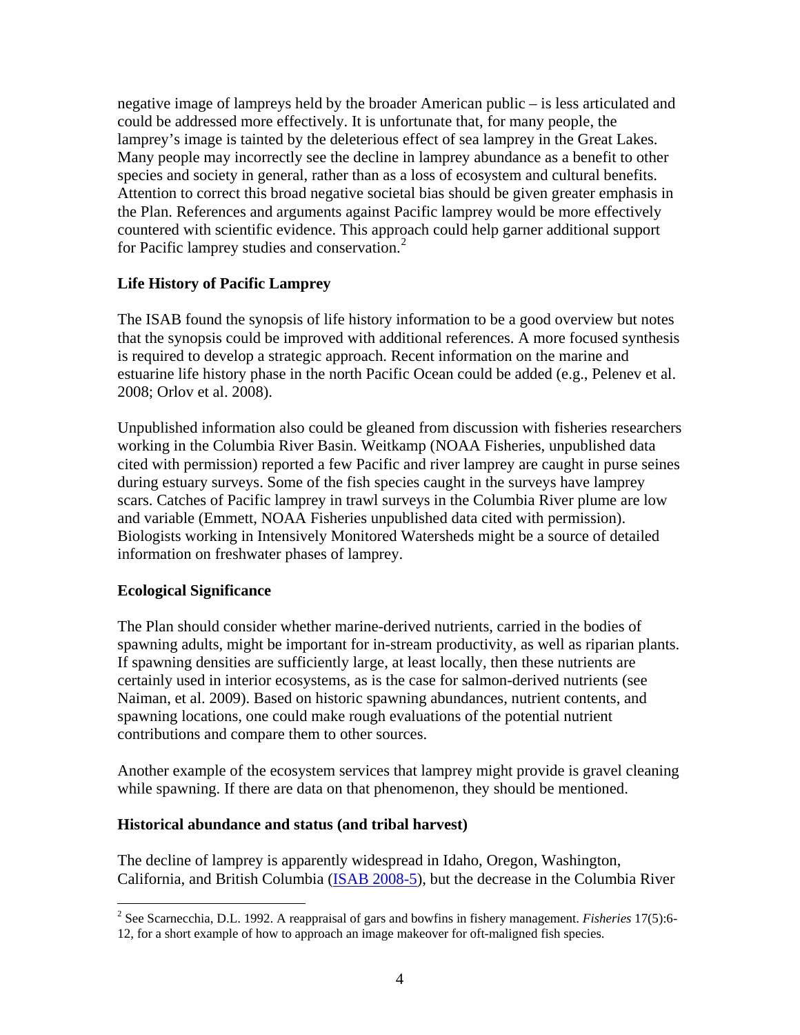negative image of lampreys held by the broader American public – is less articulated and could be addressed more effectively. It is unfortunate that, for many people, the lamprey's image is tainted by the deleterious effect of sea lamprey in the Great Lakes. Many people may incorrectly see the decline in lamprey abundance as a benefit to other species and society in general, rather than as a loss of ecosystem and cultural benefits. Attention to correct this broad negative societal bias should be given greater emphasis in the Plan. References and arguments against Pacific lamprey would be more effectively countered with scientific evidence. This approach could help garner additional support for Pacific lamprey studies and conservation.[2]

**Life History of Pacific Lamprey**

The ISAB found the synopsis of life history information to be a good overview but notes that the synopsis could be improved with additional references. A more focused synthesis is required to develop a strategic approach. Recent information on the marine and estuarine life history phase in the north Pacific Ocean could be added (e.g., Pelenev et al. 2008; Orlov et al. 2008).

Unpublished information also could be gleaned from discussion with fisheries researchers working in the Columbia River Basin. Weitkamp (NOAA Fisheries, unpublished data cited with permission) reported a few Pacific and river lamprey are caught in purse seines during estuary surveys. Some of the fish species caught in the surveys have lamprey scars. Catches of Pacific lamprey in trawl surveys in the Columbia River plume are low and variable (Emmett, NOAA Fisheries unpublished data cited with permission). Biologists working in Intensively Monitored Watersheds might be a source of detailed information on freshwater phases of lamprey.

**Ecological Significance**

The Plan should consider whether marine-derived nutrients, carried in the bodies of spawning adults, might be important for in-stream productivity, as well as riparian plants. If spawning densities are sufficiently large, at least locally, then these nutrients are certainly used in interior ecosystems, as is the case for salmon-derived nutrients (see Naiman, et al. 2009). Based on historic spawning abundances, nutrient contents, and spawning locations, one could make rough evaluations of the potential nutrient contributions and compare them to other sources.

Another example of the ecosystem services that lamprey might provide is gravel cleaning while spawning. If there are data on that phenomenon, they should be mentioned.

**Historical abundance and status (and tribal harvest)**

The decline of lamprey is apparently widespread in Idaho, Oregon, Washington, California, and British Columbia (ISAB 2008-5), but the decrease in the Columbia River

---

[2] See Scarnecchia, D.L. 1992. A reappraisal of gars and bowfins in fishery management. *Fisheries* 17(5):6-12, for a short example of how to approach an image makeover for oft-maligned fish species.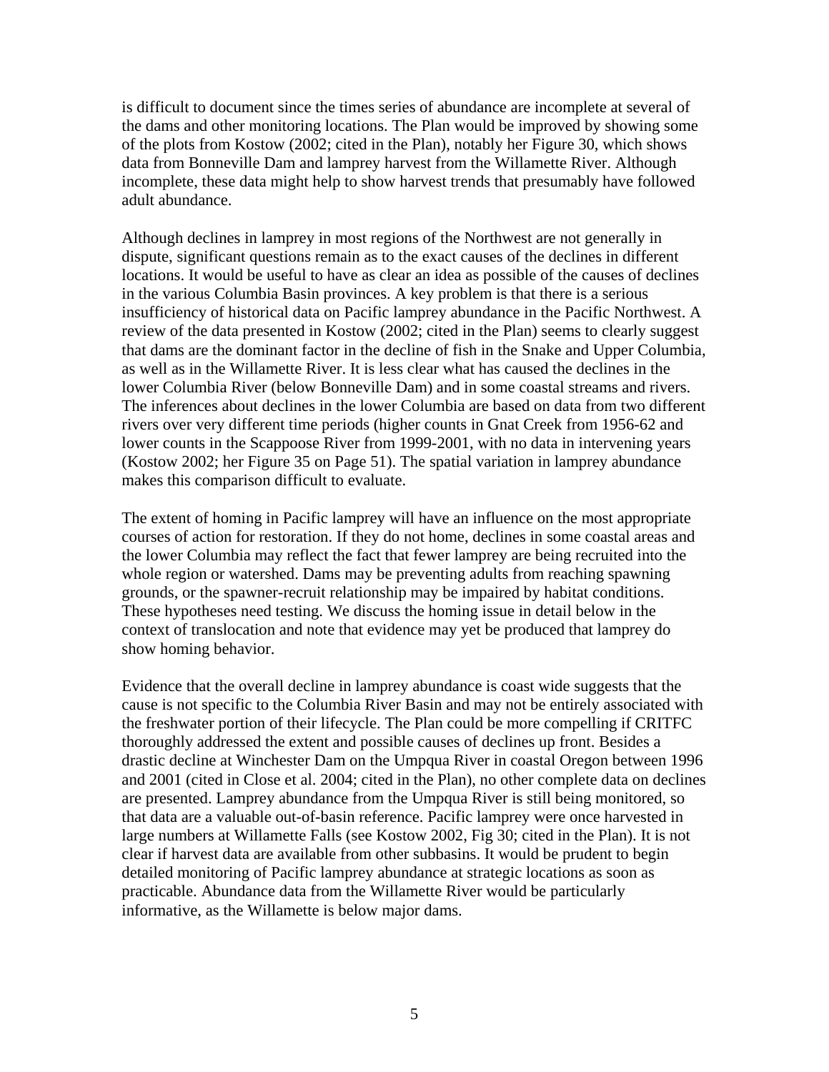is difficult to document since the times series of abundance are incomplete at several of the dams and other monitoring locations. The Plan would be improved by showing some of the plots from Kostow (2002; cited in the Plan), notably her Figure 30, which shows data from Bonneville Dam and lamprey harvest from the Willamette River. Although incomplete, these data might help to show harvest trends that presumably have followed adult abundance.

Although declines in lamprey in most regions of the Northwest are not generally in dispute, significant questions remain as to the exact causes of the declines in different locations. It would be useful to have as clear an idea as possible of the causes of declines in the various Columbia Basin provinces. A key problem is that there is a serious insufficiency of historical data on Pacific lamprey abundance in the Pacific Northwest. A review of the data presented in Kostow (2002; cited in the Plan) seems to clearly suggest that dams are the dominant factor in the decline of fish in the Snake and Upper Columbia, as well as in the Willamette River. It is less clear what has caused the declines in the lower Columbia River (below Bonneville Dam) and in some coastal streams and rivers. The inferences about declines in the lower Columbia are based on data from two different rivers over very different time periods (higher counts in Gnat Creek from 1956-62 and lower counts in the Scappoose River from 1999-2001, with no data in intervening years (Kostow 2002; her Figure 35 on Page 51). The spatial variation in lamprey abundance makes this comparison difficult to evaluate.

The extent of homing in Pacific lamprey will have an influence on the most appropriate courses of action for restoration. If they do not home, declines in some coastal areas and the lower Columbia may reflect the fact that fewer lamprey are being recruited into the whole region or watershed. Dams may be preventing adults from reaching spawning grounds, or the spawner-recruit relationship may be impaired by habitat conditions. These hypotheses need testing. We discuss the homing issue in detail below in the context of translocation and note that evidence may yet be produced that lamprey do show homing behavior.

Evidence that the overall decline in lamprey abundance is coast wide suggests that the cause is not specific to the Columbia River Basin and may not be entirely associated with the freshwater portion of their lifecycle. The Plan could be more compelling if CRITFC thoroughly addressed the extent and possible causes of declines up front. Besides a drastic decline at Winchester Dam on the Umpqua River in coastal Oregon between 1996 and 2001 (cited in Close et al. 2004; cited in the Plan), no other complete data on declines are presented. Lamprey abundance from the Umpqua River is still being monitored, so that data are a valuable out-of-basin reference. Pacific lamprey were once harvested in large numbers at Willamette Falls (see Kostow 2002, Fig 30; cited in the Plan). It is not clear if harvest data are available from other subbasins. It would be prudent to begin detailed monitoring of Pacific lamprey abundance at strategic locations as soon as practicable. Abundance data from the Willamette River would be particularly informative, as the Willamette is below major dams.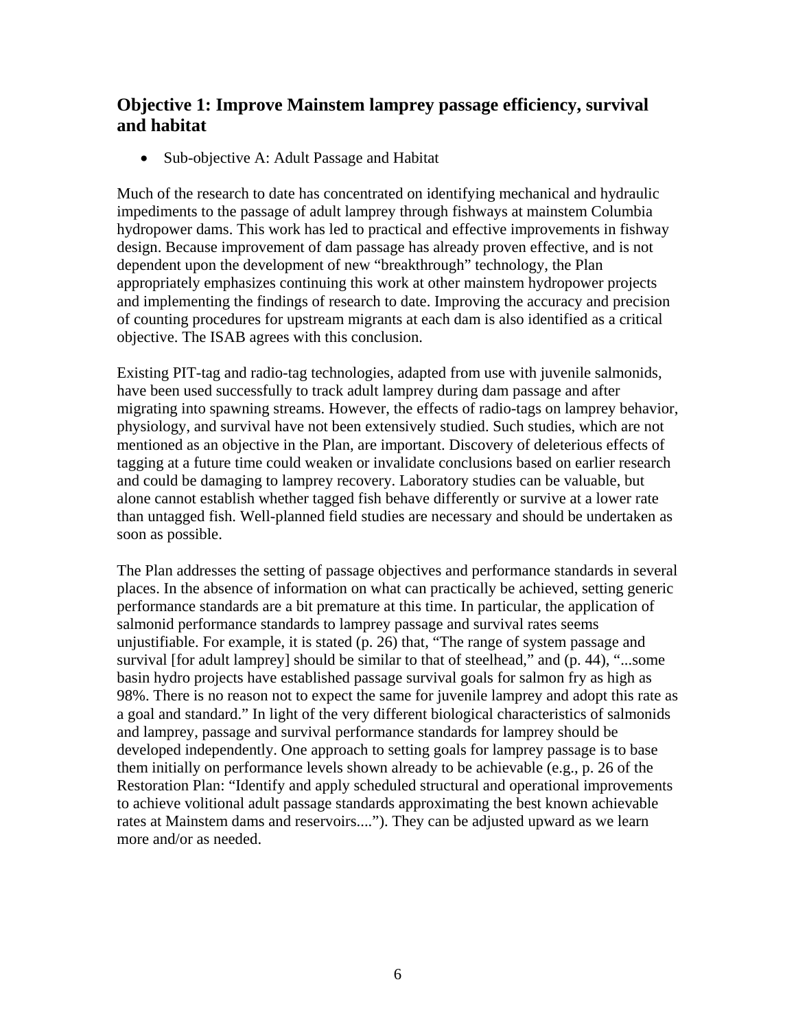## Objective 1: Improve Mainstem lamprey passage efficiency, survival and habitat

- Sub-objective A: Adult Passage and Habitat

Much of the research to date has concentrated on identifying mechanical and hydraulic impediments to the passage of adult lamprey through fishways at mainstem Columbia hydropower dams. This work has led to practical and effective improvements in fishway design. Because improvement of dam passage has already proven effective, and is not dependent upon the development of new "breakthrough" technology, the Plan appropriately emphasizes continuing this work at other mainstem hydropower projects and implementing the findings of research to date. Improving the accuracy and precision of counting procedures for upstream migrants at each dam is also identified as a critical objective. The ISAB agrees with this conclusion.

Existing PIT-tag and radio-tag technologies, adapted from use with juvenile salmonids, have been used successfully to track adult lamprey during dam passage and after migrating into spawning streams. However, the effects of radio-tags on lamprey behavior, physiology, and survival have not been extensively studied. Such studies, which are not mentioned as an objective in the Plan, are important. Discovery of deleterious effects of tagging at a future time could weaken or invalidate conclusions based on earlier research and could be damaging to lamprey recovery. Laboratory studies can be valuable, but alone cannot establish whether tagged fish behave differently or survive at a lower rate than untagged fish. Well-planned field studies are necessary and should be undertaken as soon as possible.

The Plan addresses the setting of passage objectives and performance standards in several places. In the absence of information on what can practically be achieved, setting generic performance standards are a bit premature at this time. In particular, the application of salmonid performance standards to lamprey passage and survival rates seems unjustifiable. For example, it is stated (p. 26) that, "The range of system passage and survival [for adult lamprey] should be similar to that of steelhead," and (p. 44), "...some basin hydro projects have established passage survival goals for salmon fry as high as 98%. There is no reason not to expect the same for juvenile lamprey and adopt this rate as a goal and standard." In light of the very different biological characteristics of salmonids and lamprey, passage and survival performance standards for lamprey should be developed independently. One approach to setting goals for lamprey passage is to base them initially on performance levels shown already to be achievable (e.g., p. 26 of the Restoration Plan: "Identify and apply scheduled structural and operational improvements to achieve volitional adult passage standards approximating the best known achievable rates at Mainstem dams and reservoirs...."). They can be adjusted upward as we learn more and/or as needed.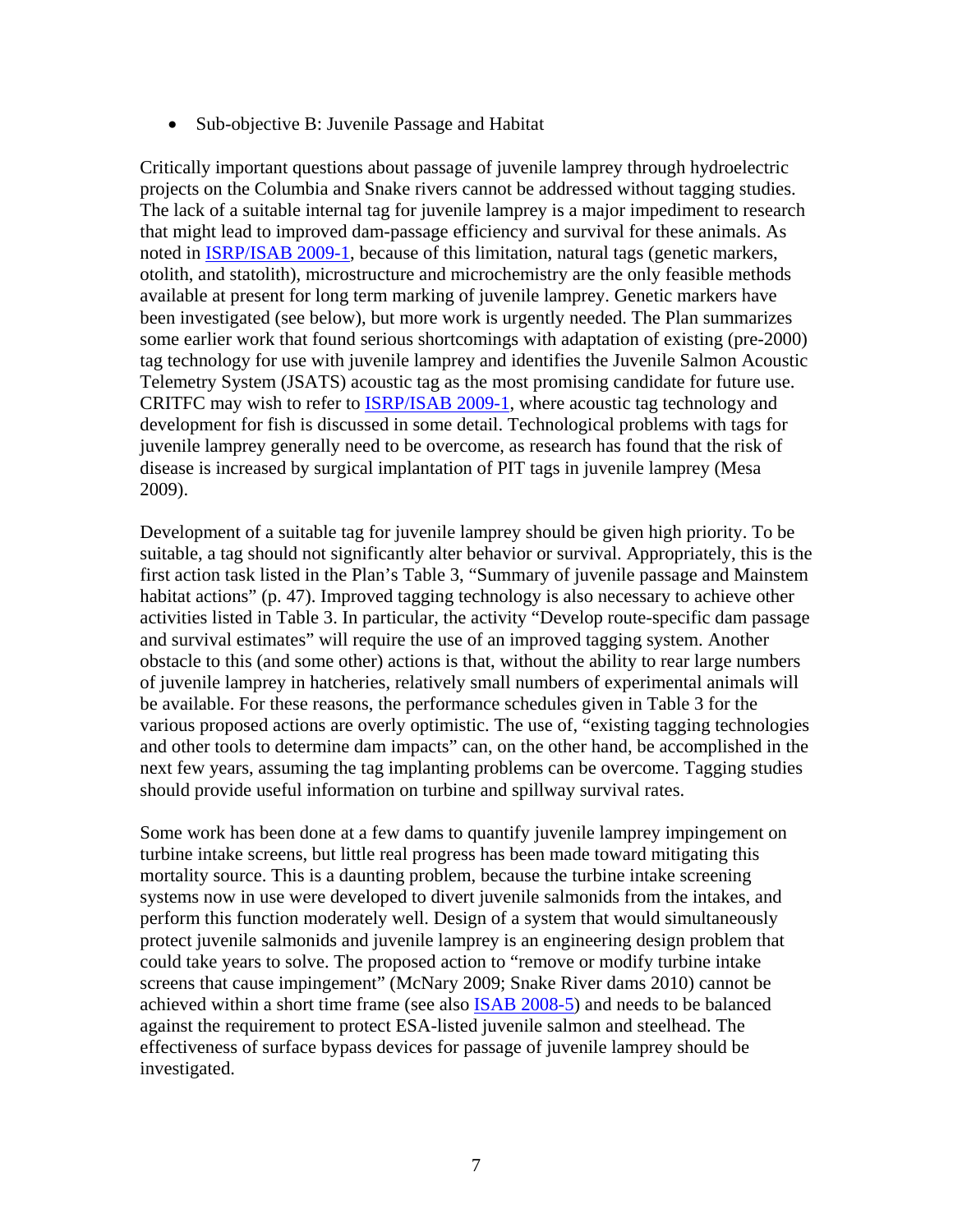- Sub-objective B: Juvenile Passage and Habitat

Critically important questions about passage of juvenile lamprey through hydroelectric projects on the Columbia and Snake rivers cannot be addressed without tagging studies. The lack of a suitable internal tag for juvenile lamprey is a major impediment to research that might lead to improved dam-passage efficiency and survival for these animals. As noted in ISRP/ISAB 2009-1, because of this limitation, natural tags (genetic markers, otolith, and statolith), microstructure and microchemistry are the only feasible methods available at present for long term marking of juvenile lamprey. Genetic markers have been investigated (see below), but more work is urgently needed. The Plan summarizes some earlier work that found serious shortcomings with adaptation of existing (pre-2000) tag technology for use with juvenile lamprey and identifies the Juvenile Salmon Acoustic Telemetry System (JSATS) acoustic tag as the most promising candidate for future use. CRITFC may wish to refer to ISRP/ISAB 2009-1, where acoustic tag technology and development for fish is discussed in some detail. Technological problems with tags for juvenile lamprey generally need to be overcome, as research has found that the risk of disease is increased by surgical implantation of PIT tags in juvenile lamprey (Mesa 2009).

Development of a suitable tag for juvenile lamprey should be given high priority. To be suitable, a tag should not significantly alter behavior or survival. Appropriately, this is the first action task listed in the Plan's Table 3, "Summary of juvenile passage and Mainstem habitat actions" (p. 47). Improved tagging technology is also necessary to achieve other activities listed in Table 3. In particular, the activity "Develop route-specific dam passage and survival estimates" will require the use of an improved tagging system. Another obstacle to this (and some other) actions is that, without the ability to rear large numbers of juvenile lamprey in hatcheries, relatively small numbers of experimental animals will be available. For these reasons, the performance schedules given in Table 3 for the various proposed actions are overly optimistic. The use of, "existing tagging technologies and other tools to determine dam impacts" can, on the other hand, be accomplished in the next few years, assuming the tag implanting problems can be overcome. Tagging studies should provide useful information on turbine and spillway survival rates.

Some work has been done at a few dams to quantify juvenile lamprey impingement on turbine intake screens, but little real progress has been made toward mitigating this mortality source. This is a daunting problem, because the turbine intake screening systems now in use were developed to divert juvenile salmonids from the intakes, and perform this function moderately well. Design of a system that would simultaneously protect juvenile salmonids and juvenile lamprey is an engineering design problem that could take years to solve. The proposed action to "remove or modify turbine intake screens that cause impingement" (McNary 2009; Snake River dams 2010) cannot be achieved within a short time frame (see also ISAB 2008-5) and needs to be balanced against the requirement to protect ESA-listed juvenile salmon and steelhead. The effectiveness of surface bypass devices for passage of juvenile lamprey should be investigated.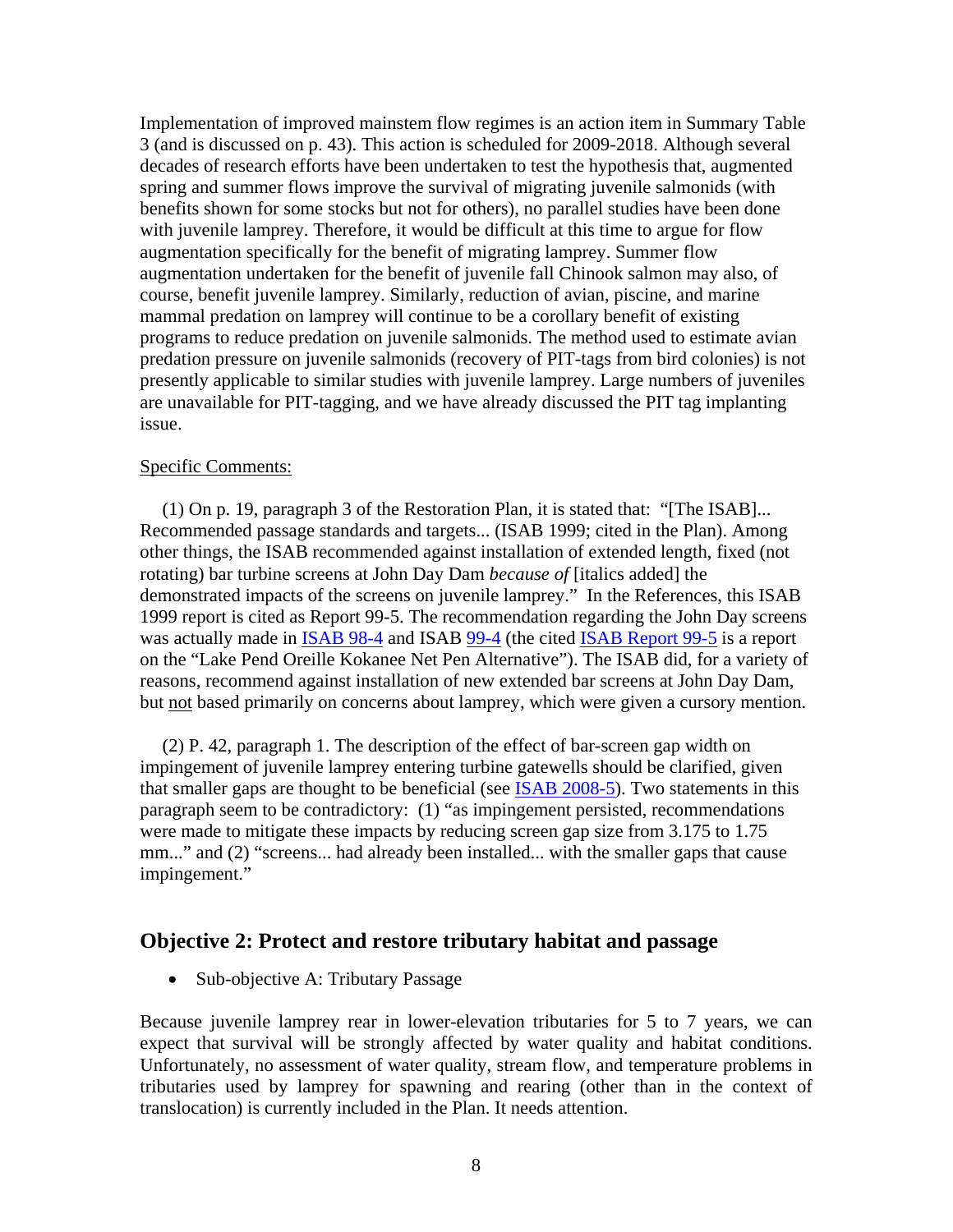Implementation of improved mainstem flow regimes is an action item in Summary Table 3 (and is discussed on p. 43). This action is scheduled for 2009-2018. Although several decades of research efforts have been undertaken to test the hypothesis that, augmented spring and summer flows improve the survival of migrating juvenile salmonids (with benefits shown for some stocks but not for others), no parallel studies have been done with juvenile lamprey. Therefore, it would be difficult at this time to argue for flow augmentation specifically for the benefit of migrating lamprey. Summer flow augmentation undertaken for the benefit of juvenile fall Chinook salmon may also, of course, benefit juvenile lamprey. Similarly, reduction of avian, piscine, and marine mammal predation on lamprey will continue to be a corollary benefit of existing programs to reduce predation on juvenile salmonids. The method used to estimate avian predation pressure on juvenile salmonids (recovery of PIT-tags from bird colonies) is not presently applicable to similar studies with juvenile lamprey. Large numbers of juveniles are unavailable for PIT-tagging, and we have already discussed the PIT tag implanting issue.

Specific Comments:

(1) On p. 19, paragraph 3 of the Restoration Plan, it is stated that: "[The ISAB]... Recommended passage standards and targets... (ISAB 1999; cited in the Plan). Among other things, the ISAB recommended against installation of extended length, fixed (not rotating) bar turbine screens at John Day Dam *because of* [italics added] the demonstrated impacts of the screens on juvenile lamprey." In the References, this ISAB 1999 report is cited as Report 99-5. The recommendation regarding the John Day screens was actually made in ISAB 98-4 and ISAB 99-4 (the cited ISAB Report 99-5 is a report on the "Lake Pend Oreille Kokanee Net Pen Alternative"). The ISAB did, for a variety of reasons, recommend against installation of new extended bar screens at John Day Dam, but not based primarily on concerns about lamprey, which were given a cursory mention.

(2) P. 42, paragraph 1. The description of the effect of bar-screen gap width on impingement of juvenile lamprey entering turbine gatewells should be clarified, given that smaller gaps are thought to be beneficial (see ISAB 2008-5). Two statements in this paragraph seem to be contradictory: (1) "as impingement persisted, recommendations were made to mitigate these impacts by reducing screen gap size from 3.175 to 1.75 mm..." and (2) "screens... had already been installed... with the smaller gaps that cause impingement."

## Objective 2: Protect and restore tributary habitat and passage

- Sub-objective A: Tributary Passage

Because juvenile lamprey rear in lower-elevation tributaries for 5 to 7 years, we can expect that survival will be strongly affected by water quality and habitat conditions. Unfortunately, no assessment of water quality, stream flow, and temperature problems in tributaries used by lamprey for spawning and rearing (other than in the context of translocation) is currently included in the Plan. It needs attention.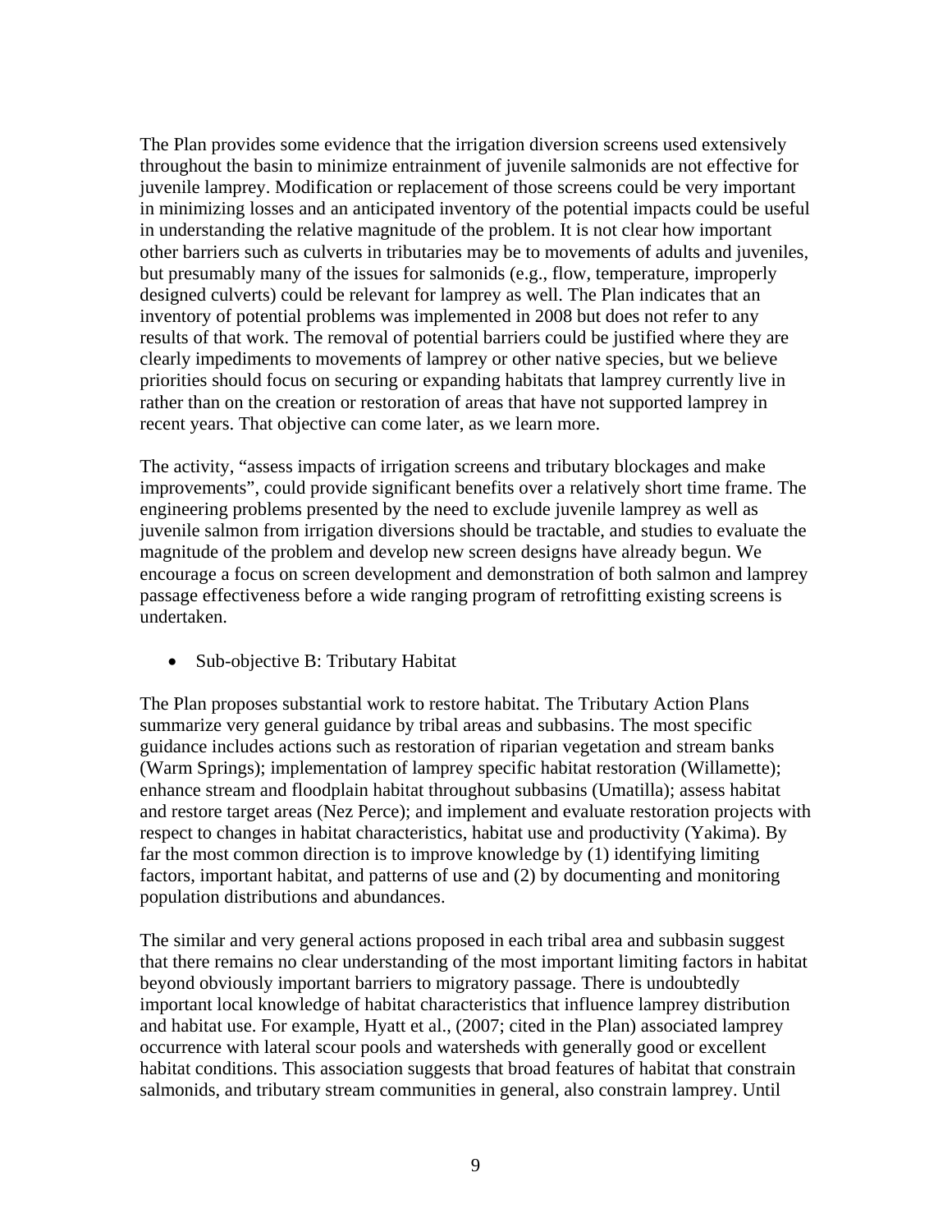The Plan provides some evidence that the irrigation diversion screens used extensively throughout the basin to minimize entrainment of juvenile salmonids are not effective for juvenile lamprey. Modification or replacement of those screens could be very important in minimizing losses and an anticipated inventory of the potential impacts could be useful in understanding the relative magnitude of the problem. It is not clear how important other barriers such as culverts in tributaries may be to movements of adults and juveniles, but presumably many of the issues for salmonids (e.g., flow, temperature, improperly designed culverts) could be relevant for lamprey as well. The Plan indicates that an inventory of potential problems was implemented in 2008 but does not refer to any results of that work. The removal of potential barriers could be justified where they are clearly impediments to movements of lamprey or other native species, but we believe priorities should focus on securing or expanding habitats that lamprey currently live in rather than on the creation or restoration of areas that have not supported lamprey in recent years. That objective can come later, as we learn more.

The activity, "assess impacts of irrigation screens and tributary blockages and make improvements", could provide significant benefits over a relatively short time frame. The engineering problems presented by the need to exclude juvenile lamprey as well as juvenile salmon from irrigation diversions should be tractable, and studies to evaluate the magnitude of the problem and develop new screen designs have already begun. We encourage a focus on screen development and demonstration of both salmon and lamprey passage effectiveness before a wide ranging program of retrofitting existing screens is undertaken.

- Sub-objective B: Tributary Habitat

The Plan proposes substantial work to restore habitat. The Tributary Action Plans summarize very general guidance by tribal areas and subbasins. The most specific guidance includes actions such as restoration of riparian vegetation and stream banks (Warm Springs); implementation of lamprey specific habitat restoration (Willamette); enhance stream and floodplain habitat throughout subbasins (Umatilla); assess habitat and restore target areas (Nez Perce); and implement and evaluate restoration projects with respect to changes in habitat characteristics, habitat use and productivity (Yakima). By far the most common direction is to improve knowledge by (1) identifying limiting factors, important habitat, and patterns of use and (2) by documenting and monitoring population distributions and abundances.

The similar and very general actions proposed in each tribal area and subbasin suggest that there remains no clear understanding of the most important limiting factors in habitat beyond obviously important barriers to migratory passage. There is undoubtedly important local knowledge of habitat characteristics that influence lamprey distribution and habitat use. For example, Hyatt et al., (2007; cited in the Plan) associated lamprey occurrence with lateral scour pools and watersheds with generally good or excellent habitat conditions. This association suggests that broad features of habitat that constrain salmonids, and tributary stream communities in general, also constrain lamprey. Until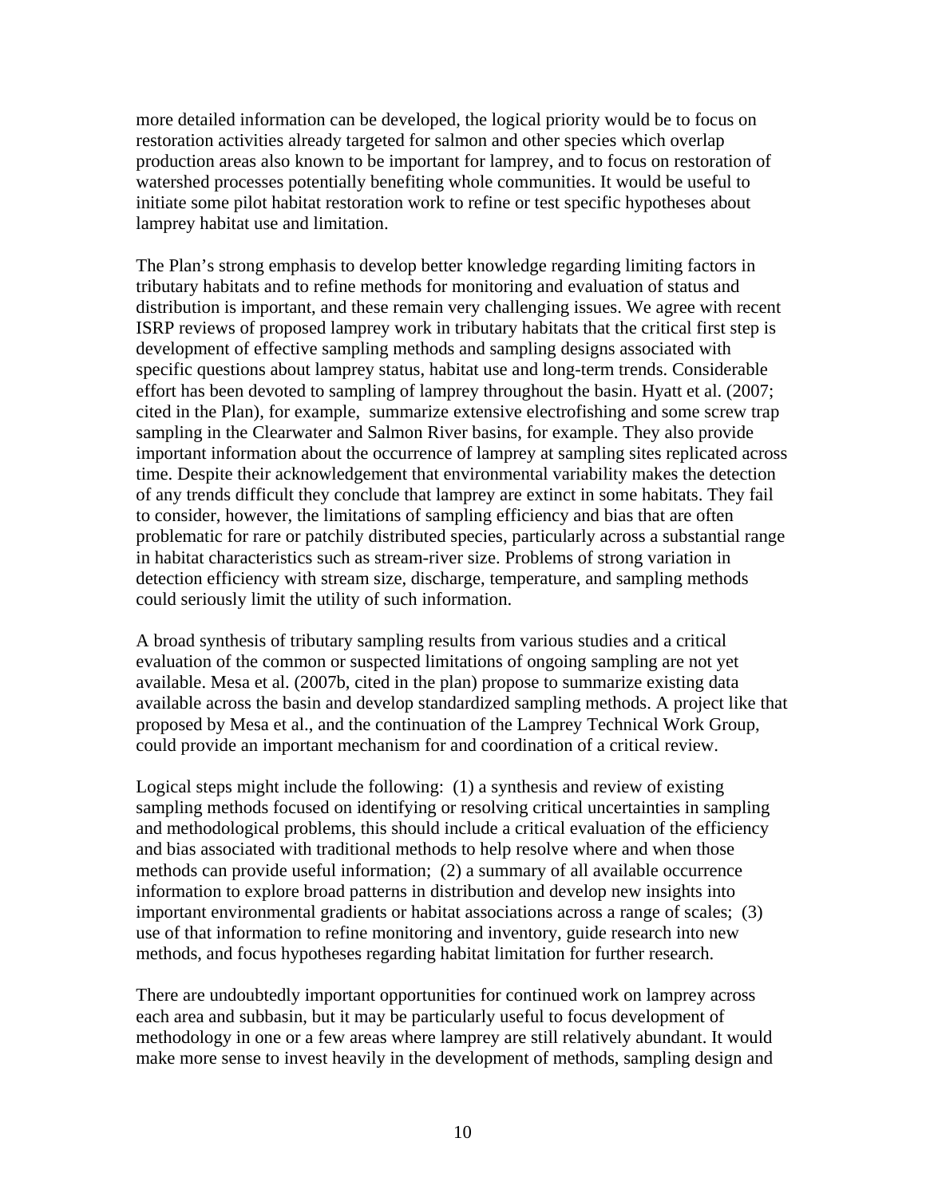more detailed information can be developed, the logical priority would be to focus on restoration activities already targeted for salmon and other species which overlap production areas also known to be important for lamprey, and to focus on restoration of watershed processes potentially benefiting whole communities. It would be useful to initiate some pilot habitat restoration work to refine or test specific hypotheses about lamprey habitat use and limitation.

The Plan's strong emphasis to develop better knowledge regarding limiting factors in tributary habitats and to refine methods for monitoring and evaluation of status and distribution is important, and these remain very challenging issues. We agree with recent ISRP reviews of proposed lamprey work in tributary habitats that the critical first step is development of effective sampling methods and sampling designs associated with specific questions about lamprey status, habitat use and long-term trends. Considerable effort has been devoted to sampling of lamprey throughout the basin. Hyatt et al. (2007; cited in the Plan), for example, summarize extensive electrofishing and some screw trap sampling in the Clearwater and Salmon River basins, for example. They also provide important information about the occurrence of lamprey at sampling sites replicated across time. Despite their acknowledgement that environmental variability makes the detection of any trends difficult they conclude that lamprey are extinct in some habitats. They fail to consider, however, the limitations of sampling efficiency and bias that are often problematic for rare or patchily distributed species, particularly across a substantial range in habitat characteristics such as stream-river size. Problems of strong variation in detection efficiency with stream size, discharge, temperature, and sampling methods could seriously limit the utility of such information.

A broad synthesis of tributary sampling results from various studies and a critical evaluation of the common or suspected limitations of ongoing sampling are not yet available. Mesa et al. (2007b, cited in the plan) propose to summarize existing data available across the basin and develop standardized sampling methods. A project like that proposed by Mesa et al., and the continuation of the Lamprey Technical Work Group, could provide an important mechanism for and coordination of a critical review.

Logical steps might include the following: (1) a synthesis and review of existing sampling methods focused on identifying or resolving critical uncertainties in sampling and methodological problems, this should include a critical evaluation of the efficiency and bias associated with traditional methods to help resolve where and when those methods can provide useful information; (2) a summary of all available occurrence information to explore broad patterns in distribution and develop new insights into important environmental gradients or habitat associations across a range of scales; (3) use of that information to refine monitoring and inventory, guide research into new methods, and focus hypotheses regarding habitat limitation for further research.

There are undoubtedly important opportunities for continued work on lamprey across each area and subbasin, but it may be particularly useful to focus development of methodology in one or a few areas where lamprey are still relatively abundant. It would make more sense to invest heavily in the development of methods, sampling design and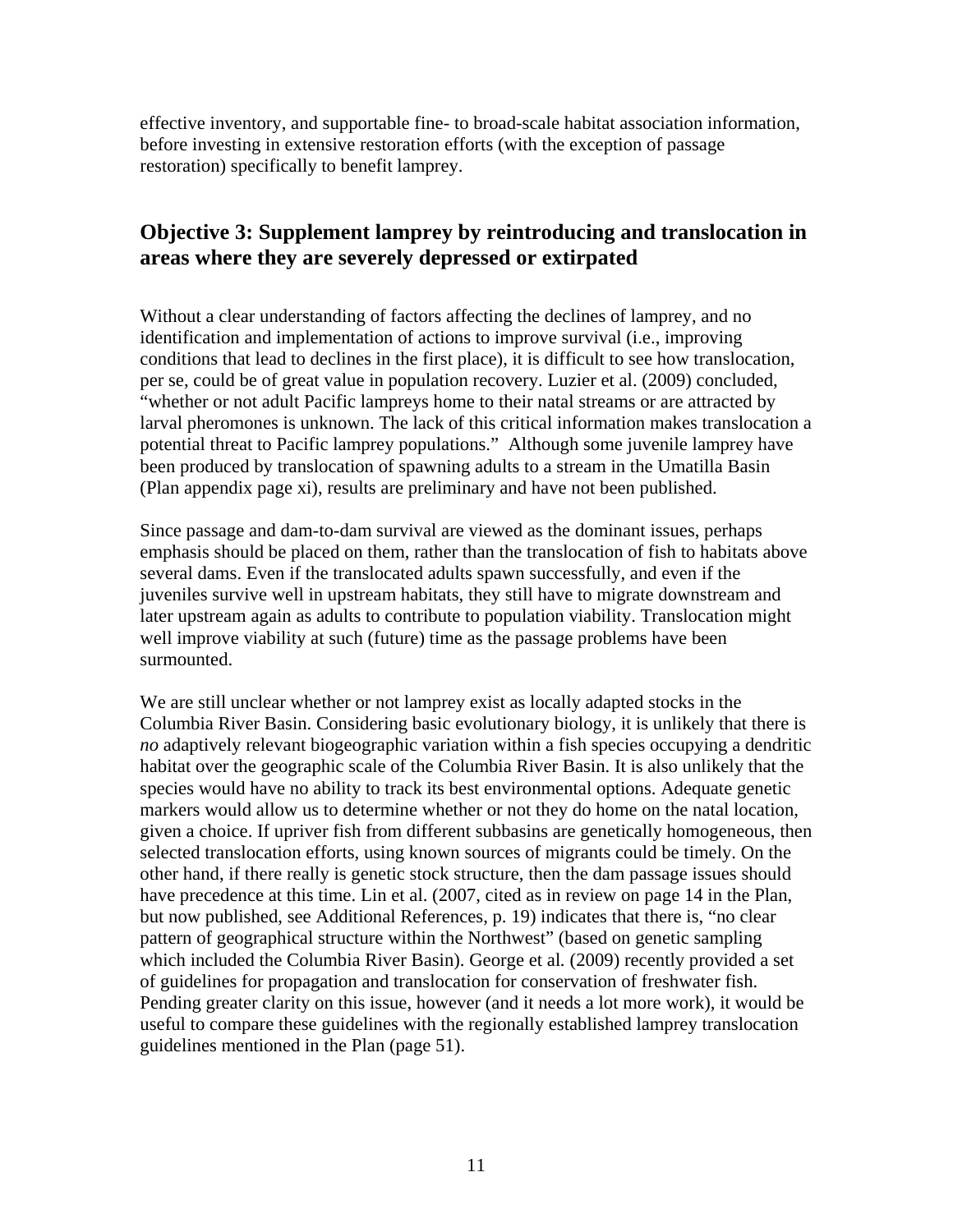effective inventory, and supportable fine- to broad-scale habitat association information, before investing in extensive restoration efforts (with the exception of passage restoration) specifically to benefit lamprey.

## Objective 3: Supplement lamprey by reintroducing and translocation in areas where they are severely depressed or extirpated

Without a clear understanding of factors affecting the declines of lamprey, and no identification and implementation of actions to improve survival (i.e., improving conditions that lead to declines in the first place), it is difficult to see how translocation, per se, could be of great value in population recovery. Luzier et al. (2009) concluded, "whether or not adult Pacific lampreys home to their natal streams or are attracted by larval pheromones is unknown. The lack of this critical information makes translocation a potential threat to Pacific lamprey populations." Although some juvenile lamprey have been produced by translocation of spawning adults to a stream in the Umatilla Basin (Plan appendix page xi), results are preliminary and have not been published.

Since passage and dam-to-dam survival are viewed as the dominant issues, perhaps emphasis should be placed on them, rather than the translocation of fish to habitats above several dams. Even if the translocated adults spawn successfully, and even if the juveniles survive well in upstream habitats, they still have to migrate downstream and later upstream again as adults to contribute to population viability. Translocation might well improve viability at such (future) time as the passage problems have been surmounted.

We are still unclear whether or not lamprey exist as locally adapted stocks in the Columbia River Basin. Considering basic evolutionary biology, it is unlikely that there is *no* adaptively relevant biogeographic variation within a fish species occupying a dendritic habitat over the geographic scale of the Columbia River Basin. It is also unlikely that the species would have no ability to track its best environmental options. Adequate genetic markers would allow us to determine whether or not they do home on the natal location, given a choice. If upriver fish from different subbasins are genetically homogeneous, then selected translocation efforts, using known sources of migrants could be timely. On the other hand, if there really is genetic stock structure, then the dam passage issues should have precedence at this time. Lin et al. (2007, cited as in review on page 14 in the Plan, but now published, see Additional References, p. 19) indicates that there is, "no clear pattern of geographical structure within the Northwest" (based on genetic sampling which included the Columbia River Basin). George et al. (2009) recently provided a set of guidelines for propagation and translocation for conservation of freshwater fish. Pending greater clarity on this issue, however (and it needs a lot more work), it would be useful to compare these guidelines with the regionally established lamprey translocation guidelines mentioned in the Plan (page 51).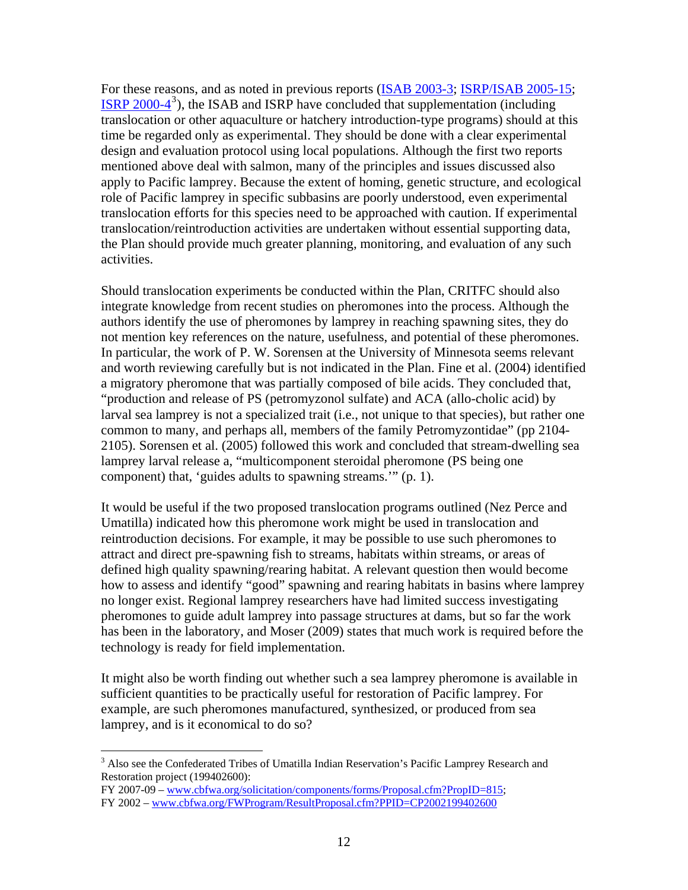For these reasons, and as noted in previous reports ([ISAB 2003-3](); [ISRP/ISAB 2005-15](); [ISRP 2000-4]()[3]), the ISAB and ISRP have concluded that supplementation (including translocation or other aquaculture or hatchery introduction-type programs) should at this time be regarded only as experimental. They should be done with a clear experimental design and evaluation protocol using local populations. Although the first two reports mentioned above deal with salmon, many of the principles and issues discussed also apply to Pacific lamprey. Because the extent of homing, genetic structure, and ecological role of Pacific lamprey in specific subbasins are poorly understood, even experimental translocation efforts for this species need to be approached with caution. If experimental translocation/reintroduction activities are undertaken without essential supporting data, the Plan should provide much greater planning, monitoring, and evaluation of any such activities.

Should translocation experiments be conducted within the Plan, CRITFC should also integrate knowledge from recent studies on pheromones into the process. Although the authors identify the use of pheromones by lamprey in reaching spawning sites, they do not mention key references on the nature, usefulness, and potential of these pheromones. In particular, the work of P. W. Sorensen at the University of Minnesota seems relevant and worth reviewing carefully but is not indicated in the Plan. Fine et al. (2004) identified a migratory pheromone that was partially composed of bile acids. They concluded that, "production and release of PS (petromyzonol sulfate) and ACA (allo-cholic acid) by larval sea lamprey is not a specialized trait (i.e., not unique to that species), but rather one common to many, and perhaps all, members of the family Petromyzontidae" (pp 2104-2105). Sorensen et al. (2005) followed this work and concluded that stream-dwelling sea lamprey larval release a, "multicomponent steroidal pheromone (PS being one component) that, 'guides adults to spawning streams.'" (p. 1).

It would be useful if the two proposed translocation programs outlined (Nez Perce and Umatilla) indicated how this pheromone work might be used in translocation and reintroduction decisions. For example, it may be possible to use such pheromones to attract and direct pre-spawning fish to streams, habitats within streams, or areas of defined high quality spawning/rearing habitat. A relevant question then would become how to assess and identify "good" spawning and rearing habitats in basins where lamprey no longer exist. Regional lamprey researchers have had limited success investigating pheromones to guide adult lamprey into passage structures at dams, but so far the work has been in the laboratory, and Moser (2009) states that much work is required before the technology is ready for field implementation.

It might also be worth finding out whether such a sea lamprey pheromone is available in sufficient quantities to be practically useful for restoration of Pacific lamprey. For example, are such pheromones manufactured, synthesized, or produced from sea lamprey, and is it economical to do so?

---

[3] Also see the Confederated Tribes of Umatilla Indian Reservation's Pacific Lamprey Research and Restoration project (199402600):
FY 2007-09 – www.cbfwa.org/solicitation/components/forms/Proposal.cfm?PropID=815;
FY 2002 – www.cbfwa.org/FWProgram/ResultProposal.cfm?PPID=CP2002199402600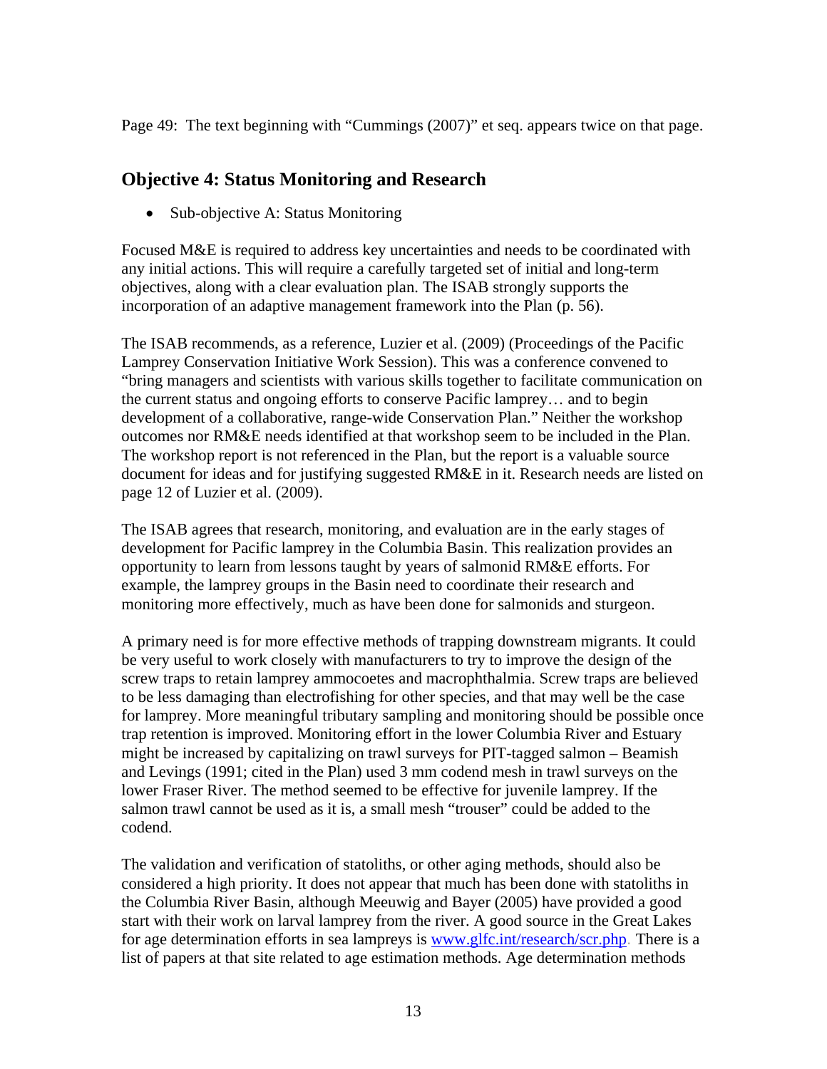Page 49: The text beginning with “Cummings (2007)” et seq. appears twice on that page.

## Objective 4: Status Monitoring and Research

- Sub-objective A: Status Monitoring

Focused M&E is required to address key uncertainties and needs to be coordinated with any initial actions. This will require a carefully targeted set of initial and long-term objectives, along with a clear evaluation plan. The ISAB strongly supports the incorporation of an adaptive management framework into the Plan (p. 56).

The ISAB recommends, as a reference, Luzier et al. (2009) (Proceedings of the Pacific Lamprey Conservation Initiative Work Session). This was a conference convened to “bring managers and scientists with various skills together to facilitate communication on the current status and ongoing efforts to conserve Pacific lamprey… and to begin development of a collaborative, range-wide Conservation Plan.” Neither the workshop outcomes nor RM&E needs identified at that workshop seem to be included in the Plan. The workshop report is not referenced in the Plan, but the report is a valuable source document for ideas and for justifying suggested RM&E in it. Research needs are listed on page 12 of Luzier et al. (2009).

The ISAB agrees that research, monitoring, and evaluation are in the early stages of development for Pacific lamprey in the Columbia Basin. This realization provides an opportunity to learn from lessons taught by years of salmonid RM&E efforts. For example, the lamprey groups in the Basin need to coordinate their research and monitoring more effectively, much as have been done for salmonids and sturgeon.

A primary need is for more effective methods of trapping downstream migrants. It could be very useful to work closely with manufacturers to try to improve the design of the screw traps to retain lamprey ammocoetes and macrophthalmia. Screw traps are believed to be less damaging than electrofishing for other species, and that may well be the case for lamprey. More meaningful tributary sampling and monitoring should be possible once trap retention is improved. Monitoring effort in the lower Columbia River and Estuary might be increased by capitalizing on trawl surveys for PIT-tagged salmon – Beamish and Levings (1991; cited in the Plan) used 3 mm codend mesh in trawl surveys on the lower Fraser River. The method seemed to be effective for juvenile lamprey. If the salmon trawl cannot be used as it is, a small mesh “trouser” could be added to the codend.

The validation and verification of statoliths, or other aging methods, should also be considered a high priority. It does not appear that much has been done with statoliths in the Columbia River Basin, although Meeuwig and Bayer (2005) have provided a good start with their work on larval lamprey from the river. A good source in the Great Lakes for age determination efforts in sea lampreys is www.glfc.int/research/scr.php. There is a list of papers at that site related to age estimation methods. Age determination methods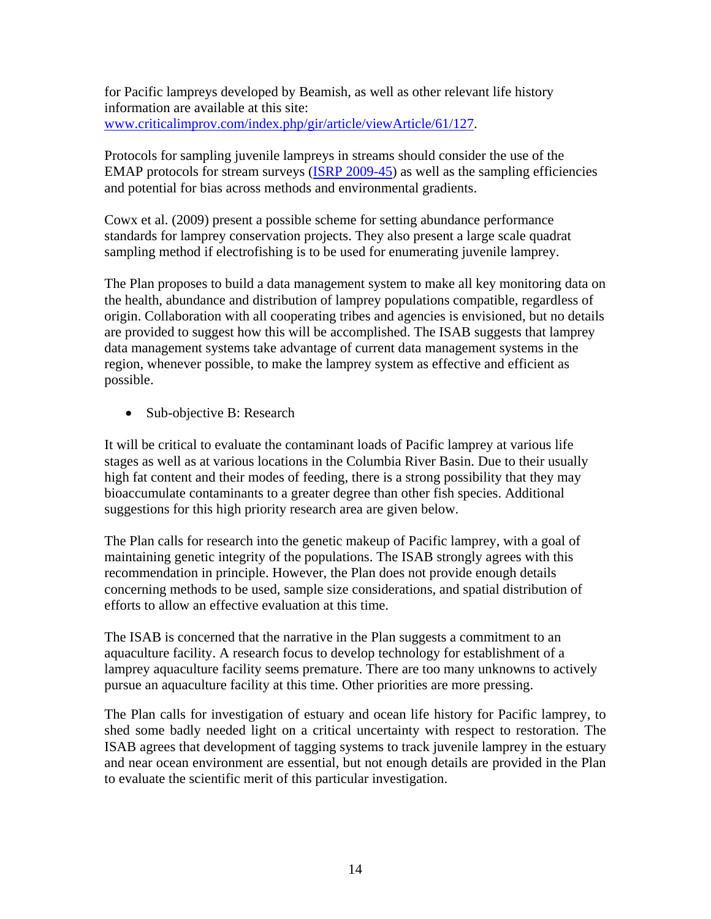for Pacific lampreys developed by Beamish, as well as other relevant life history information are available at this site: [www.criticalimprov.com/index.php/gir/article/viewArticle/61/127](www.criticalimprov.com/index.php/gir/article/viewArticle/61/127).

Protocols for sampling juvenile lampreys in streams should consider the use of the EMAP protocols for stream surveys (ISRP 2009-45) as well as the sampling efficiencies and potential for bias across methods and environmental gradients.

Cowx et al. (2009) present a possible scheme for setting abundance performance standards for lamprey conservation projects. They also present a large scale quadrat sampling method if electrofishing is to be used for enumerating juvenile lamprey.

The Plan proposes to build a data management system to make all key monitoring data on the health, abundance and distribution of lamprey populations compatible, regardless of origin. Collaboration with all cooperating tribes and agencies is envisioned, but no details are provided to suggest how this will be accomplished. The ISAB suggests that lamprey data management systems take advantage of current data management systems in the region, whenever possible, to make the lamprey system as effective and efficient as possible.

- Sub-objective B: Research

It will be critical to evaluate the contaminant loads of Pacific lamprey at various life stages as well as at various locations in the Columbia River Basin. Due to their usually high fat content and their modes of feeding, there is a strong possibility that they may bioaccumulate contaminants to a greater degree than other fish species. Additional suggestions for this high priority research area are given below.

The Plan calls for research into the genetic makeup of Pacific lamprey, with a goal of maintaining genetic integrity of the populations. The ISAB strongly agrees with this recommendation in principle. However, the Plan does not provide enough details concerning methods to be used, sample size considerations, and spatial distribution of efforts to allow an effective evaluation at this time.

The ISAB is concerned that the narrative in the Plan suggests a commitment to an aquaculture facility. A research focus to develop technology for establishment of a lamprey aquaculture facility seems premature. There are too many unknowns to actively pursue an aquaculture facility at this time. Other priorities are more pressing.

The Plan calls for investigation of estuary and ocean life history for Pacific lamprey, to shed some badly needed light on a critical uncertainty with respect to restoration. The ISAB agrees that development of tagging systems to track juvenile lamprey in the estuary and near ocean environment are essential, but not enough details are provided in the Plan to evaluate the scientific merit of this particular investigation.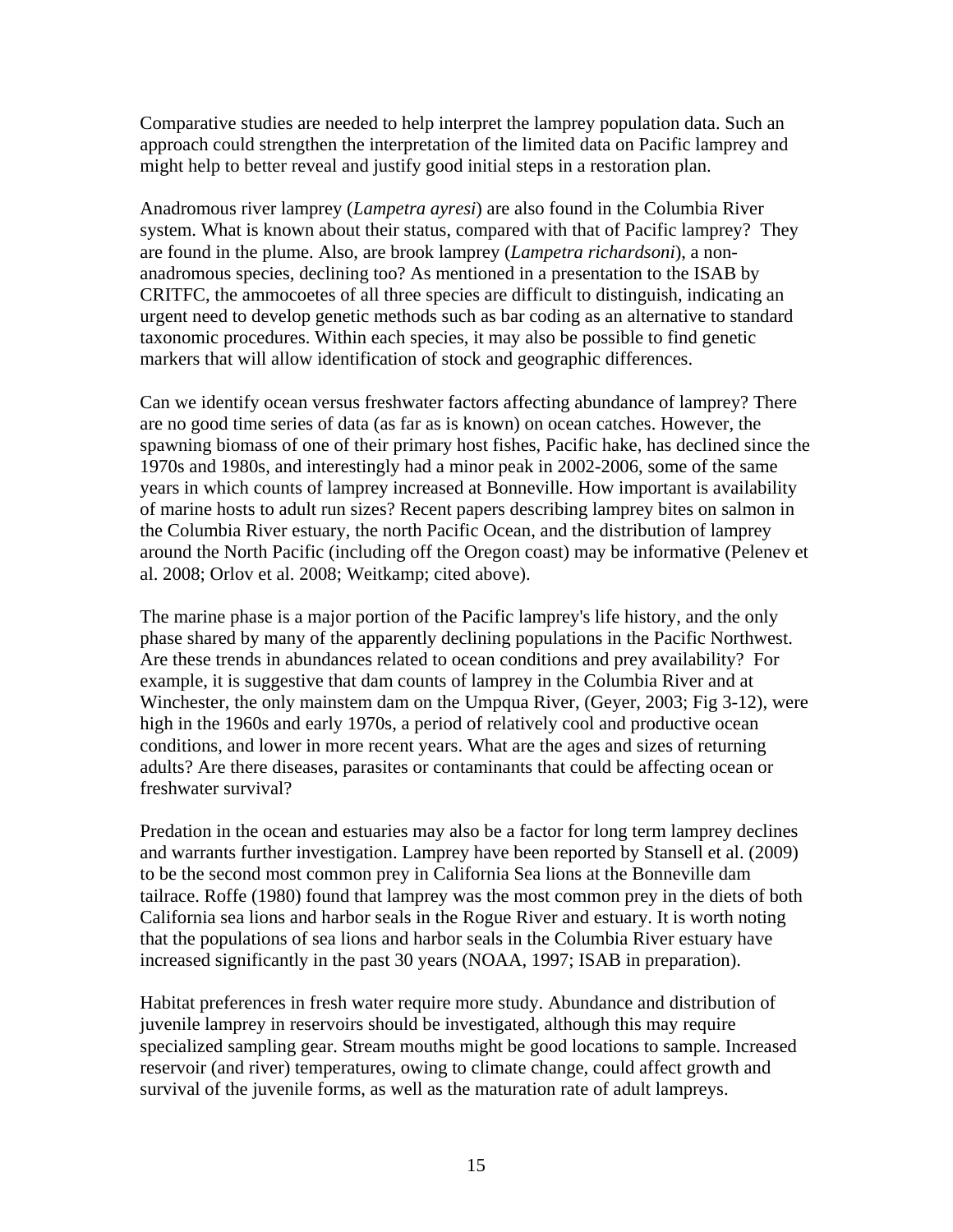Comparative studies are needed to help interpret the lamprey population data. Such an approach could strengthen the interpretation of the limited data on Pacific lamprey and might help to better reveal and justify good initial steps in a restoration plan.

Anadromous river lamprey (*Lampetra ayresi*) are also found in the Columbia River system. What is known about their status, compared with that of Pacific lamprey? They are found in the plume. Also, are brook lamprey (*Lampetra richardsoni*), a non-anadromous species, declining too? As mentioned in a presentation to the ISAB by CRITFC, the ammocoetes of all three species are difficult to distinguish, indicating an urgent need to develop genetic methods such as bar coding as an alternative to standard taxonomic procedures. Within each species, it may also be possible to find genetic markers that will allow identification of stock and geographic differences.

Can we identify ocean versus freshwater factors affecting abundance of lamprey? There are no good time series of data (as far as is known) on ocean catches. However, the spawning biomass of one of their primary host fishes, Pacific hake, has declined since the 1970s and 1980s, and interestingly had a minor peak in 2002-2006, some of the same years in which counts of lamprey increased at Bonneville. How important is availability of marine hosts to adult run sizes? Recent papers describing lamprey bites on salmon in the Columbia River estuary, the north Pacific Ocean, and the distribution of lamprey around the North Pacific (including off the Oregon coast) may be informative (Pelenev et al. 2008; Orlov et al. 2008; Weitkamp; cited above).

The marine phase is a major portion of the Pacific lamprey's life history, and the only phase shared by many of the apparently declining populations in the Pacific Northwest. Are these trends in abundances related to ocean conditions and prey availability? For example, it is suggestive that dam counts of lamprey in the Columbia River and at Winchester, the only mainstem dam on the Umpqua River, (Geyer, 2003; Fig 3-12), were high in the 1960s and early 1970s, a period of relatively cool and productive ocean conditions, and lower in more recent years. What are the ages and sizes of returning adults? Are there diseases, parasites or contaminants that could be affecting ocean or freshwater survival?

Predation in the ocean and estuaries may also be a factor for long term lamprey declines and warrants further investigation. Lamprey have been reported by Stansell et al. (2009) to be the second most common prey in California Sea lions at the Bonneville dam tailrace. Roffe (1980) found that lamprey was the most common prey in the diets of both California sea lions and harbor seals in the Rogue River and estuary. It is worth noting that the populations of sea lions and harbor seals in the Columbia River estuary have increased significantly in the past 30 years (NOAA, 1997; ISAB in preparation).

Habitat preferences in fresh water require more study. Abundance and distribution of juvenile lamprey in reservoirs should be investigated, although this may require specialized sampling gear. Stream mouths might be good locations to sample. Increased reservoir (and river) temperatures, owing to climate change, could affect growth and survival of the juvenile forms, as well as the maturation rate of adult lampreys.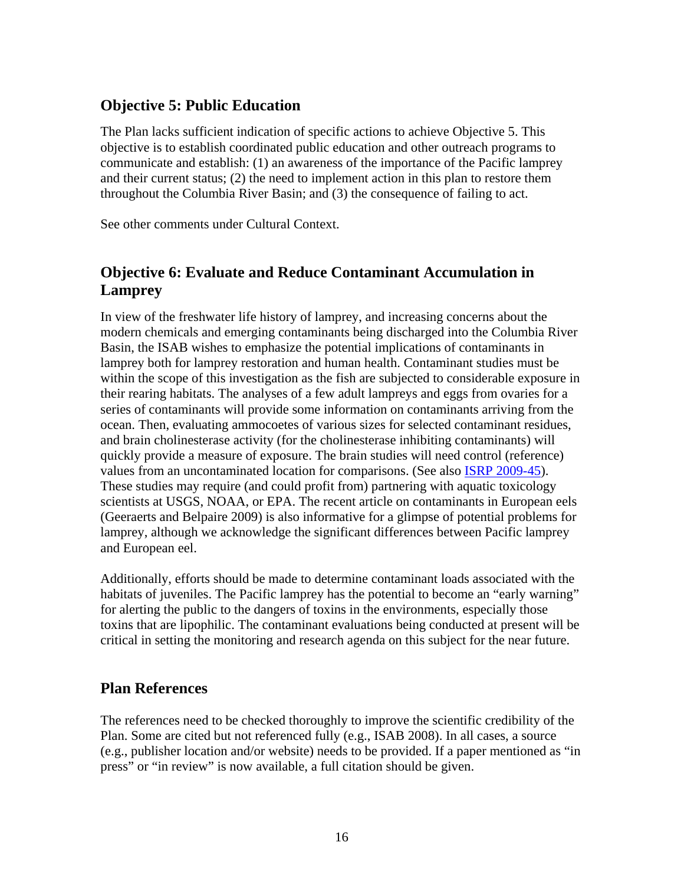## Objective 5: Public Education

The Plan lacks sufficient indication of specific actions to achieve Objective 5. This objective is to establish coordinated public education and other outreach programs to communicate and establish: (1) an awareness of the importance of the Pacific lamprey and their current status; (2) the need to implement action in this plan to restore them throughout the Columbia River Basin; and (3) the consequence of failing to act.

See other comments under Cultural Context.

## Objective 6: Evaluate and Reduce Contaminant Accumulation in Lamprey

In view of the freshwater life history of lamprey, and increasing concerns about the modern chemicals and emerging contaminants being discharged into the Columbia River Basin, the ISAB wishes to emphasize the potential implications of contaminants in lamprey both for lamprey restoration and human health. Contaminant studies must be within the scope of this investigation as the fish are subjected to considerable exposure in their rearing habitats. The analyses of a few adult lampreys and eggs from ovaries for a series of contaminants will provide some information on contaminants arriving from the ocean. Then, evaluating ammocoetes of various sizes for selected contaminant residues, and brain cholinesterase activity (for the cholinesterase inhibiting contaminants) will quickly provide a measure of exposure. The brain studies will need control (reference) values from an uncontaminated location for comparisons. (See also ISRP 2009-45). These studies may require (and could profit from) partnering with aquatic toxicology scientists at USGS, NOAA, or EPA. The recent article on contaminants in European eels (Geeraerts and Belpaire 2009) is also informative for a glimpse of potential problems for lamprey, although we acknowledge the significant differences between Pacific lamprey and European eel.

Additionally, efforts should be made to determine contaminant loads associated with the habitats of juveniles. The Pacific lamprey has the potential to become an "early warning" for alerting the public to the dangers of toxins in the environments, especially those toxins that are lipophilic. The contaminant evaluations being conducted at present will be critical in setting the monitoring and research agenda on this subject for the near future.

## Plan References

The references need to be checked thoroughly to improve the scientific credibility of the Plan. Some are cited but not referenced fully (e.g., ISAB 2008). In all cases, a source (e.g., publisher location and/or website) needs to be provided. If a paper mentioned as "in press" or "in review" is now available, a full citation should be given.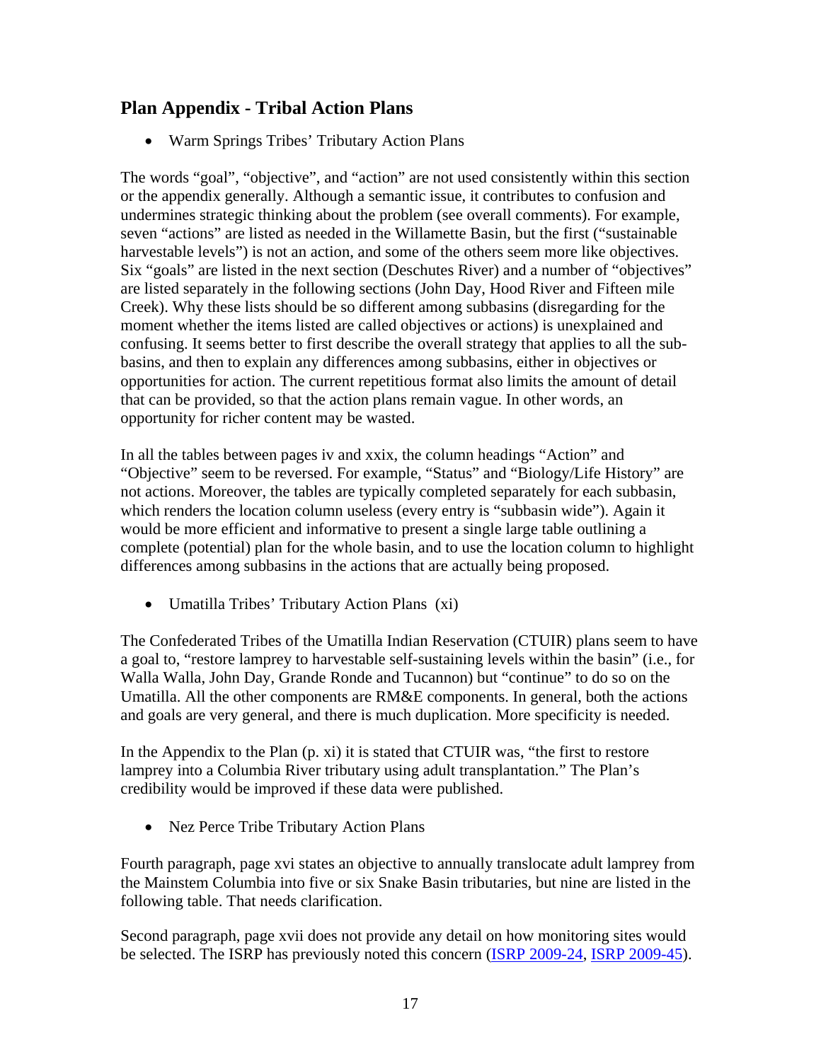## Plan Appendix - Tribal Action Plans

- Warm Springs Tribes' Tributary Action Plans

The words "goal", "objective", and "action" are not used consistently within this section or the appendix generally. Although a semantic issue, it contributes to confusion and undermines strategic thinking about the problem (see overall comments). For example, seven "actions" are listed as needed in the Willamette Basin, but the first ("sustainable harvestable levels") is not an action, and some of the others seem more like objectives. Six "goals" are listed in the next section (Deschutes River) and a number of "objectives" are listed separately in the following sections (John Day, Hood River and Fifteen mile Creek). Why these lists should be so different among subbasins (disregarding for the moment whether the items listed are called objectives or actions) is unexplained and confusing. It seems better to first describe the overall strategy that applies to all the sub-basins, and then to explain any differences among subbasins, either in objectives or opportunities for action. The current repetitious format also limits the amount of detail that can be provided, so that the action plans remain vague. In other words, an opportunity for richer content may be wasted.

In all the tables between pages iv and xxix, the column headings "Action" and "Objective" seem to be reversed. For example, "Status" and "Biology/Life History" are not actions. Moreover, the tables are typically completed separately for each subbasin, which renders the location column useless (every entry is "subbasin wide"). Again it would be more efficient and informative to present a single large table outlining a complete (potential) plan for the whole basin, and to use the location column to highlight differences among subbasins in the actions that are actually being proposed.

- Umatilla Tribes' Tributary Action Plans (xi)

The Confederated Tribes of the Umatilla Indian Reservation (CTUIR) plans seem to have a goal to, "restore lamprey to harvestable self-sustaining levels within the basin" (i.e., for Walla Walla, John Day, Grande Ronde and Tucannon) but "continue" to do so on the Umatilla. All the other components are RM&E components. In general, both the actions and goals are very general, and there is much duplication. More specificity is needed.

In the Appendix to the Plan (p. xi) it is stated that CTUIR was, "the first to restore lamprey into a Columbia River tributary using adult transplantation." The Plan's credibility would be improved if these data were published.

- Nez Perce Tribe Tributary Action Plans

Fourth paragraph, page xvi states an objective to annually translocate adult lamprey from the Mainstem Columbia into five or six Snake Basin tributaries, but nine are listed in the following table. That needs clarification.

Second paragraph, page xvii does not provide any detail on how monitoring sites would be selected. The ISRP has previously noted this concern (ISRP 2009-24, ISRP 2009-45).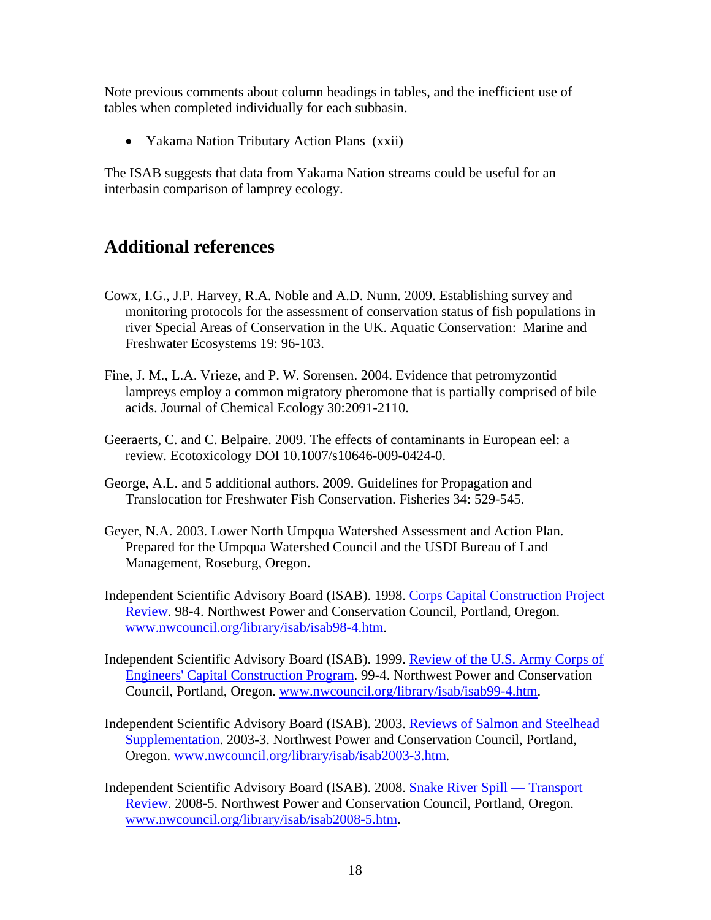Note previous comments about column headings in tables, and the inefficient use of tables when completed individually for each subbasin.

- Yakama Nation Tributary Action Plans (xxii)

The ISAB suggests that data from Yakama Nation streams could be useful for an interbasin comparison of lamprey ecology.

## Additional references

Cowx, I.G., J.P. Harvey, R.A. Noble and A.D. Nunn. 2009. Establishing survey and monitoring protocols for the assessment of conservation status of fish populations in river Special Areas of Conservation in the UK. Aquatic Conservation: Marine and Freshwater Ecosystems 19: 96-103.

Fine, J. M., L.A. Vrieze, and P. W. Sorensen. 2004. Evidence that petromyzontid lampreys employ a common migratory pheromone that is partially comprised of bile acids. Journal of Chemical Ecology 30:2091-2110.

Geeraerts, C. and C. Belpaire. 2009. The effects of contaminants in European eel: a review. Ecotoxicology DOI 10.1007/s10646-009-0424-0.

George, A.L. and 5 additional authors. 2009. Guidelines for Propagation and Translocation for Freshwater Fish Conservation. Fisheries 34: 529-545.

Geyer, N.A. 2003. Lower North Umpqua Watershed Assessment and Action Plan. Prepared for the Umpqua Watershed Council and the USDI Bureau of Land Management, Roseburg, Oregon.

Independent Scientific Advisory Board (ISAB). 1998. [Corps Capital Construction Project Review](www.nwcouncil.org/library/isab/isab98-4.htm). 98-4. Northwest Power and Conservation Council, Portland, Oregon. www.nwcouncil.org/library/isab/isab98-4.htm.

Independent Scientific Advisory Board (ISAB). 1999. [Review of the U.S. Army Corps of Engineers' Capital Construction Program](www.nwcouncil.org/library/isab/isab99-4.htm). 99-4. Northwest Power and Conservation Council, Portland, Oregon. www.nwcouncil.org/library/isab/isab99-4.htm.

Independent Scientific Advisory Board (ISAB). 2003. [Reviews of Salmon and Steelhead Supplementation](www.nwcouncil.org/library/isab/isab2003-3.htm). 2003-3. Northwest Power and Conservation Council, Portland, Oregon. www.nwcouncil.org/library/isab/isab2003-3.htm.

Independent Scientific Advisory Board (ISAB). 2008. [Snake River Spill — Transport Review](www.nwcouncil.org/library/isab/isab2008-5.htm). 2008-5. Northwest Power and Conservation Council, Portland, Oregon. www.nwcouncil.org/library/isab/isab2008-5.htm.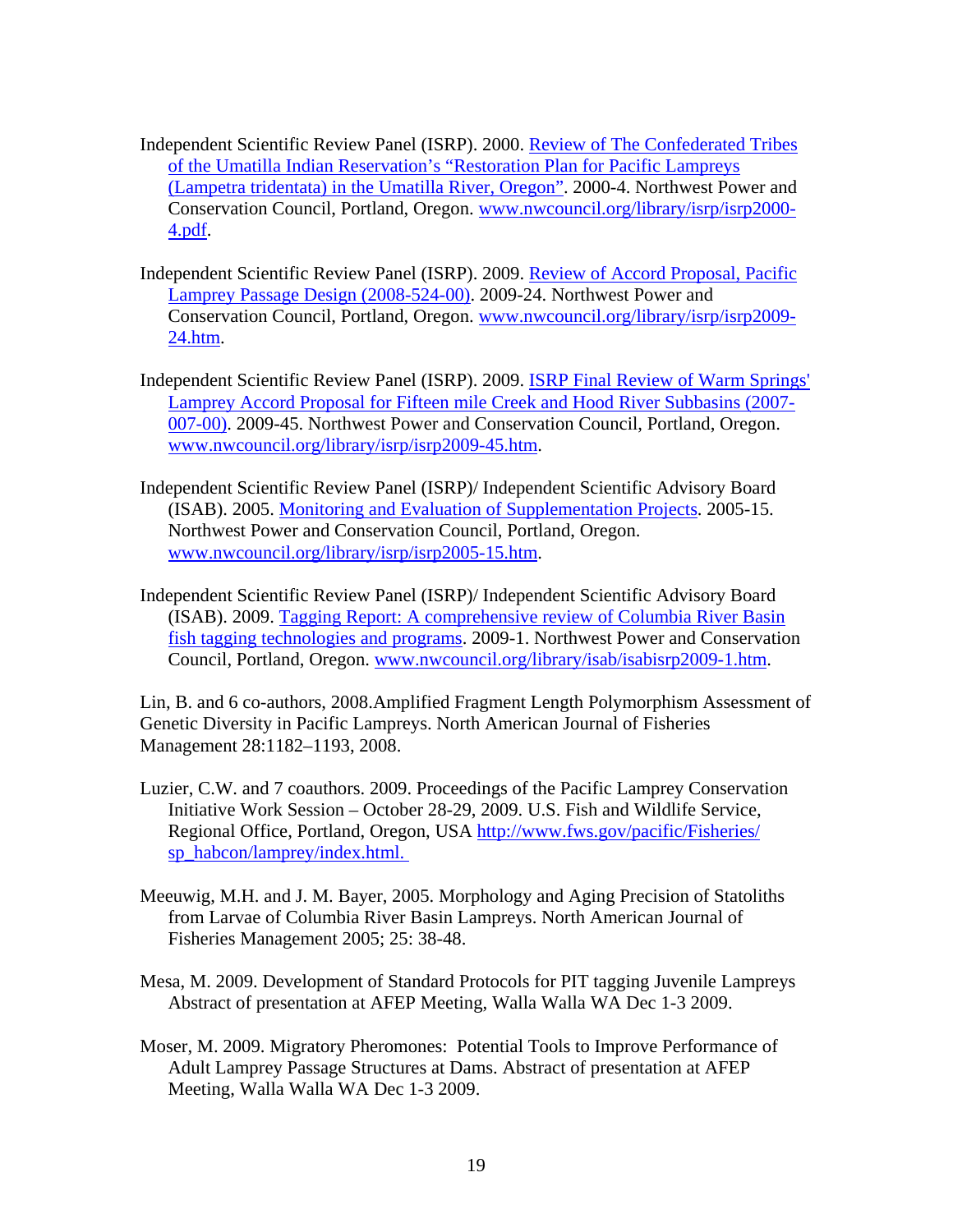Independent Scientific Review Panel (ISRP). 2000. Review of The Confederated Tribes of the Umatilla Indian Reservation's "Restoration Plan for Pacific Lampreys (Lampetra tridentata) in the Umatilla River, Oregon". 2000-4. Northwest Power and Conservation Council, Portland, Oregon. www.nwcouncil.org/library/isrp/isrp2000-4.pdf.

Independent Scientific Review Panel (ISRP). 2009. Review of Accord Proposal, Pacific Lamprey Passage Design (2008-524-00). 2009-24. Northwest Power and Conservation Council, Portland, Oregon. www.nwcouncil.org/library/isrp/isrp2009-24.htm.

Independent Scientific Review Panel (ISRP). 2009. ISRP Final Review of Warm Springs' Lamprey Accord Proposal for Fifteen mile Creek and Hood River Subbasins (2007-007-00). 2009-45. Northwest Power and Conservation Council, Portland, Oregon. www.nwcouncil.org/library/isrp/isrp2009-45.htm.

Independent Scientific Review Panel (ISRP)/ Independent Scientific Advisory Board (ISAB). 2005. Monitoring and Evaluation of Supplementation Projects. 2005-15. Northwest Power and Conservation Council, Portland, Oregon. www.nwcouncil.org/library/isrp/isrp2005-15.htm.

Independent Scientific Review Panel (ISRP)/ Independent Scientific Advisory Board (ISAB). 2009. Tagging Report: A comprehensive review of Columbia River Basin fish tagging technologies and programs. 2009-1. Northwest Power and Conservation Council, Portland, Oregon. www.nwcouncil.org/library/isab/isabisrp2009-1.htm.

Lin, B. and 6 co-authors, 2008.Amplified Fragment Length Polymorphism Assessment of Genetic Diversity in Pacific Lampreys. North American Journal of Fisheries Management 28:1182–1193, 2008.

Luzier, C.W. and 7 coauthors. 2009. Proceedings of the Pacific Lamprey Conservation Initiative Work Session – October 28-29, 2009. U.S. Fish and Wildlife Service, Regional Office, Portland, Oregon, USA http://www.fws.gov/pacific/Fisheries/sp_habcon/lamprey/index.html.

Meeuwig, M.H. and J. M. Bayer, 2005. Morphology and Aging Precision of Statoliths from Larvae of Columbia River Basin Lampreys. North American Journal of Fisheries Management 2005; 25: 38-48.

Mesa, M. 2009. Development of Standard Protocols for PIT tagging Juvenile Lampreys Abstract of presentation at AFEP Meeting, Walla Walla WA Dec 1-3 2009.

Moser, M. 2009. Migratory Pheromones: Potential Tools to Improve Performance of Adult Lamprey Passage Structures at Dams. Abstract of presentation at AFEP Meeting, Walla Walla WA Dec 1-3 2009.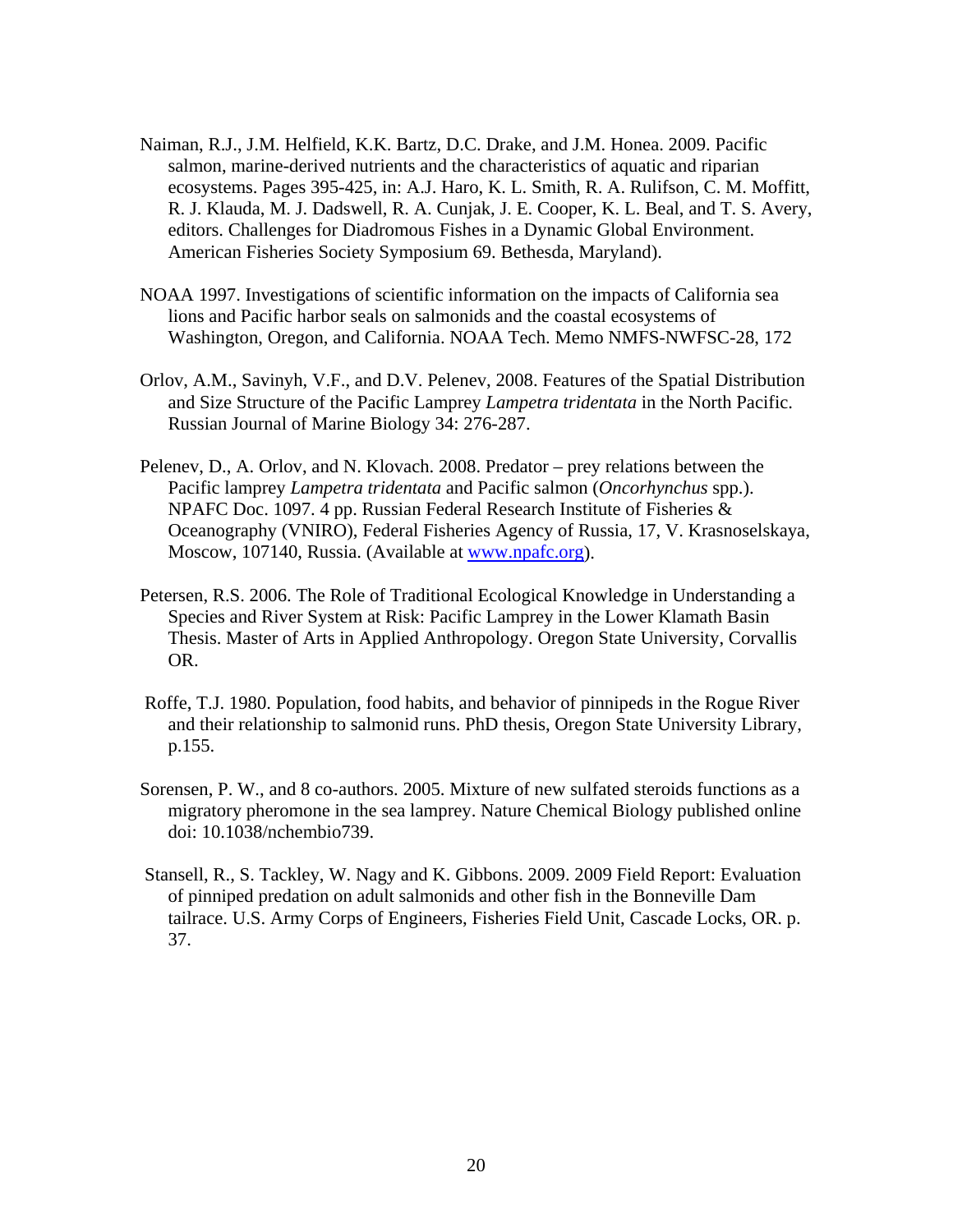Naiman, R.J., J.M. Helfield, K.K. Bartz, D.C. Drake, and J.M. Honea. 2009. Pacific salmon, marine-derived nutrients and the characteristics of aquatic and riparian ecosystems. Pages 395-425, in: A.J. Haro, K. L. Smith, R. A. Rulifson, C. M. Moffitt, R. J. Klauda, M. J. Dadswell, R. A. Cunjak, J. E. Cooper, K. L. Beal, and T. S. Avery, editors. Challenges for Diadromous Fishes in a Dynamic Global Environment. American Fisheries Society Symposium 69. Bethesda, Maryland).

NOAA 1997. Investigations of scientific information on the impacts of California sea lions and Pacific harbor seals on salmonids and the coastal ecosystems of Washington, Oregon, and California. NOAA Tech. Memo NMFS-NWFSC-28, 172

Orlov, A.M., Savinyh, V.F., and D.V. Pelenev, 2008. Features of the Spatial Distribution and Size Structure of the Pacific Lamprey *Lampetra tridentata* in the North Pacific. Russian Journal of Marine Biology 34: 276-287.

Pelenev, D., A. Orlov, and N. Klovach. 2008. Predator – prey relations between the Pacific lamprey *Lampetra tridentata* and Pacific salmon (*Oncorhynchus* spp.). NPAFC Doc. 1097. 4 pp. Russian Federal Research Institute of Fisheries & Oceanography (VNIRO), Federal Fisheries Agency of Russia, 17, V. Krasnoselskaya, Moscow, 107140, Russia. (Available at www.npafc.org).

Petersen, R.S. 2006. The Role of Traditional Ecological Knowledge in Understanding a Species and River System at Risk: Pacific Lamprey in the Lower Klamath Basin Thesis. Master of Arts in Applied Anthropology. Oregon State University, Corvallis OR.

Roffe, T.J. 1980. Population, food habits, and behavior of pinnipeds in the Rogue River and their relationship to salmonid runs. PhD thesis, Oregon State University Library, p.155.

Sorensen, P. W., and 8 co-authors. 2005. Mixture of new sulfated steroids functions as a migratory pheromone in the sea lamprey. Nature Chemical Biology published online doi: 10.1038/nchembio739.

Stansell, R., S. Tackley, W. Nagy and K. Gibbons. 2009. 2009 Field Report: Evaluation of pinniped predation on adult salmonids and other fish in the Bonneville Dam tailrace. U.S. Army Corps of Engineers, Fisheries Field Unit, Cascade Locks, OR. p. 37.